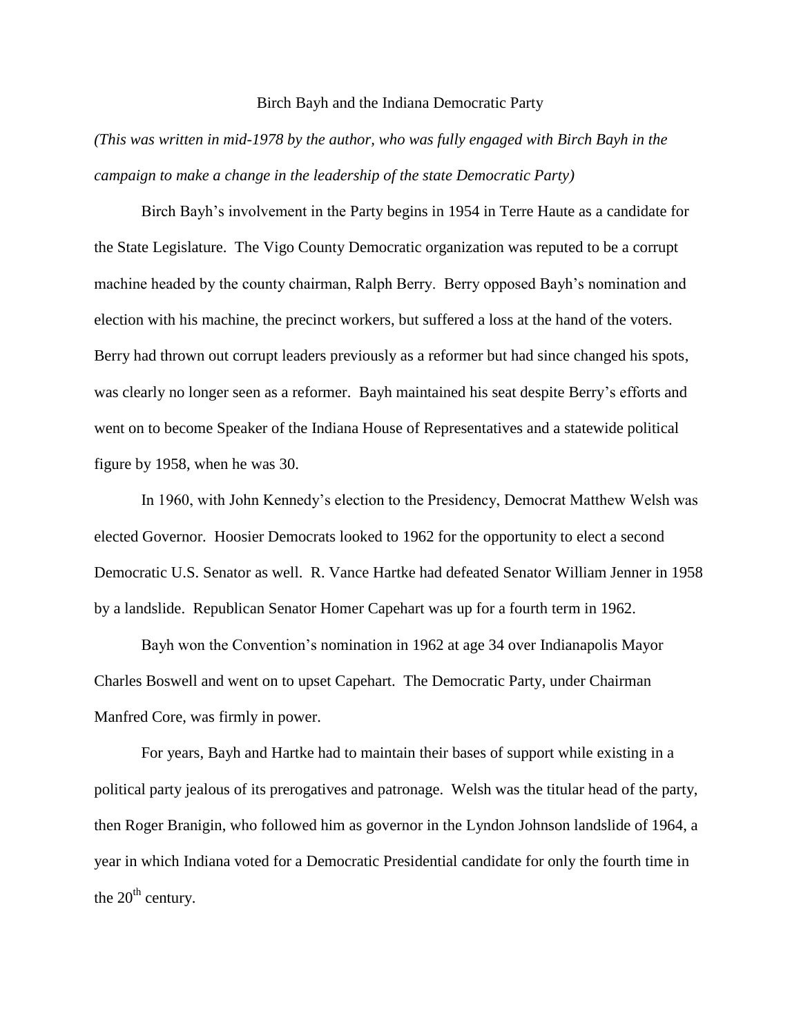# Birch Bayh and the Indiana Democratic Party

*(This was written in mid-1978 by the author, who was fully engaged with Birch Bayh in the campaign to make a change in the leadership of the state Democratic Party)*

Birch Bayh's involvement in the Party begins in 1954 in Terre Haute as a candidate for the State Legislature. The Vigo County Democratic organization was reputed to be a corrupt machine headed by the county chairman, Ralph Berry. Berry opposed Bayh's nomination and election with his machine, the precinct workers, but suffered a loss at the hand of the voters. Berry had thrown out corrupt leaders previously as a reformer but had since changed his spots, was clearly no longer seen as a reformer. Bayh maintained his seat despite Berry's efforts and went on to become Speaker of the Indiana House of Representatives and a statewide political figure by 1958, when he was 30.

In 1960, with John Kennedy's election to the Presidency, Democrat Matthew Welsh was elected Governor. Hoosier Democrats looked to 1962 for the opportunity to elect a second Democratic U.S. Senator as well. R. Vance Hartke had defeated Senator William Jenner in 1958 by a landslide. Republican Senator Homer Capehart was up for a fourth term in 1962.

Bayh won the Convention's nomination in 1962 at age 34 over Indianapolis Mayor Charles Boswell and went on to upset Capehart. The Democratic Party, under Chairman Manfred Core, was firmly in power.

For years, Bayh and Hartke had to maintain their bases of support while existing in a political party jealous of its prerogatives and patronage. Welsh was the titular head of the party, then Roger Branigin, who followed him as governor in the Lyndon Johnson landslide of 1964, a year in which Indiana voted for a Democratic Presidential candidate for only the fourth time in the 20th century.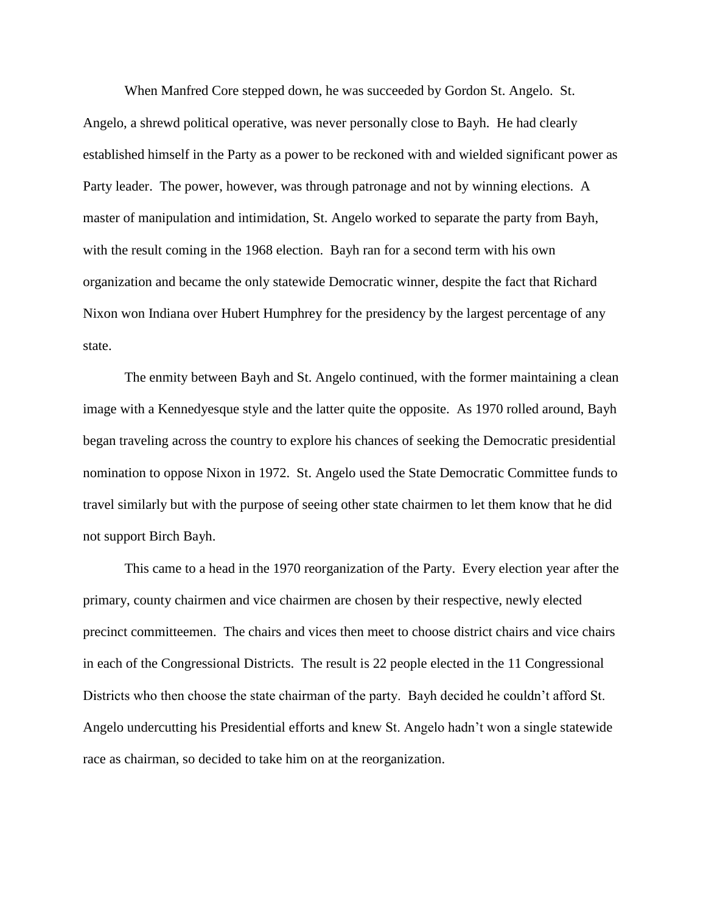When Manfred Core stepped down, he was succeeded by Gordon St. Angelo. St. Angelo, a shrewd political operative, was never personally close to Bayh. He had clearly established himself in the Party as a power to be reckoned with and wielded significant power as Party leader. The power, however, was through patronage and not by winning elections. A master of manipulation and intimidation, St. Angelo worked to separate the party from Bayh, with the result coming in the 1968 election. Bayh ran for a second term with his own organization and became the only statewide Democratic winner, despite the fact that Richard Nixon won Indiana over Hubert Humphrey for the presidency by the largest percentage of any state.

The enmity between Bayh and St. Angelo continued, with the former maintaining a clean image with a Kennedyesque style and the latter quite the opposite. As 1970 rolled around, Bayh began traveling across the country to explore his chances of seeking the Democratic presidential nomination to oppose Nixon in 1972. St. Angelo used the State Democratic Committee funds to travel similarly but with the purpose of seeing other state chairmen to let them know that he did not support Birch Bayh.

This came to a head in the 1970 reorganization of the Party. Every election year after the primary, county chairmen and vice chairmen are chosen by their respective, newly elected precinct committeemen. The chairs and vices then meet to choose district chairs and vice chairs in each of the Congressional Districts. The result is 22 people elected in the 11 Congressional Districts who then choose the state chairman of the party. Bayh decided he couldn't afford St. Angelo undercutting his Presidential efforts and knew St. Angelo hadn't won a single statewide race as chairman, so decided to take him on at the reorganization.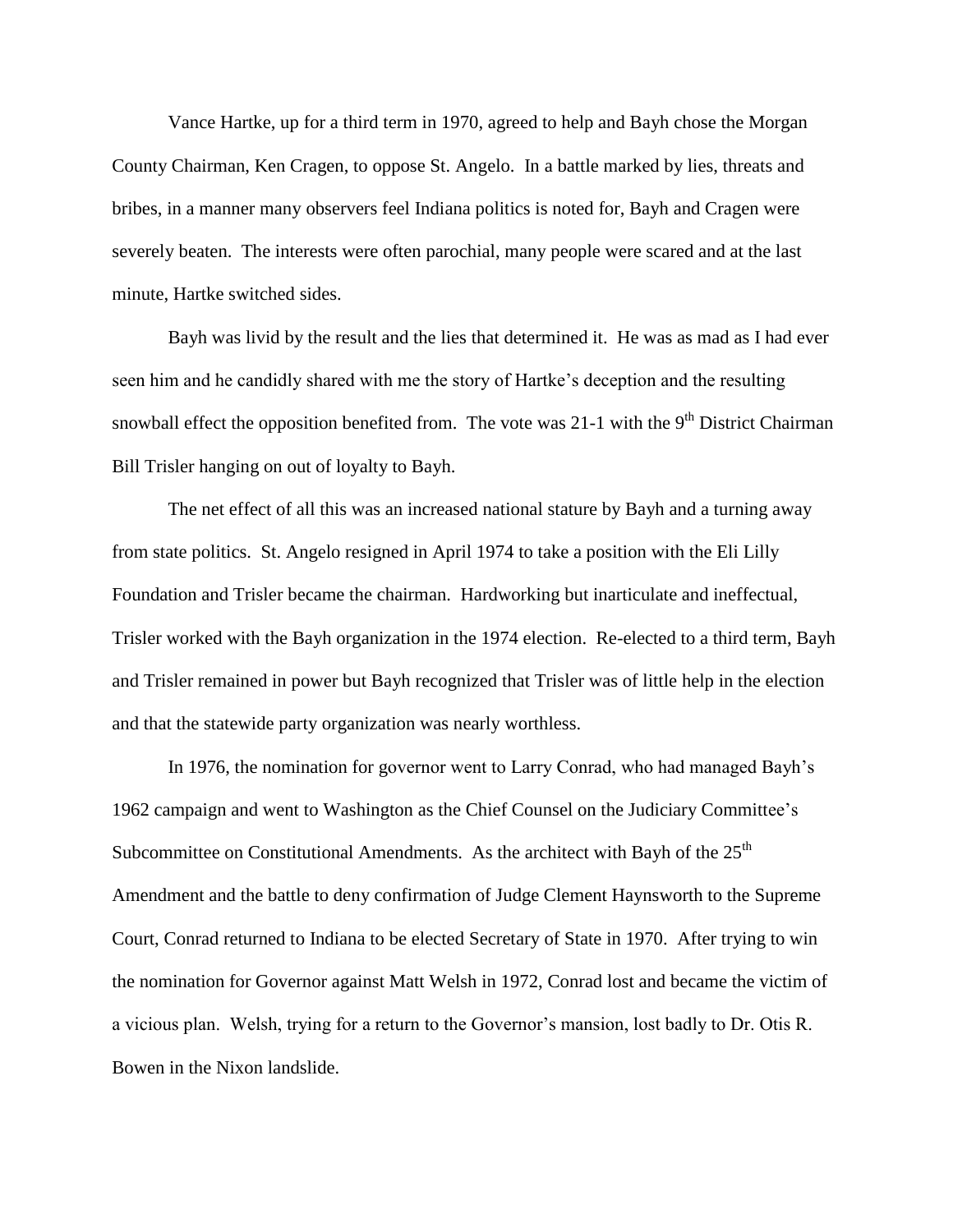Vance Hartke, up for a third term in 1970, agreed to help and Bayh chose the Morgan County Chairman, Ken Cragen, to oppose St. Angelo. In a battle marked by lies, threats and bribes, in a manner many observers feel Indiana politics is noted for, Bayh and Cragen were severely beaten. The interests were often parochial, many people were scared and at the last minute, Hartke switched sides.

Bayh was livid by the result and the lies that determined it. He was as mad as I had ever seen him and he candidly shared with me the story of Hartke's deception and the resulting snowball effect the opposition benefited from. The vote was 21-1 with the 9th District Chairman Bill Trisler hanging on out of loyalty to Bayh.

The net effect of all this was an increased national stature by Bayh and a turning away from state politics. St. Angelo resigned in April 1974 to take a position with the Eli Lilly Foundation and Trisler became the chairman. Hardworking but inarticulate and ineffectual, Trisler worked with the Bayh organization in the 1974 election. Re-elected to a third term, Bayh and Trisler remained in power but Bayh recognized that Trisler was of little help in the election and that the statewide party organization was nearly worthless.

In 1976, the nomination for governor went to Larry Conrad, who had managed Bayh's 1962 campaign and went to Washington as the Chief Counsel on the Judiciary Committee's Subcommittee on Constitutional Amendments. As the architect with Bayh of the 25th Amendment and the battle to deny confirmation of Judge Clement Haynsworth to the Supreme Court, Conrad returned to Indiana to be elected Secretary of State in 1970. After trying to win the nomination for Governor against Matt Welsh in 1972, Conrad lost and became the victim of a vicious plan. Welsh, trying for a return to the Governor's mansion, lost badly to Dr. Otis R. Bowen in the Nixon landslide.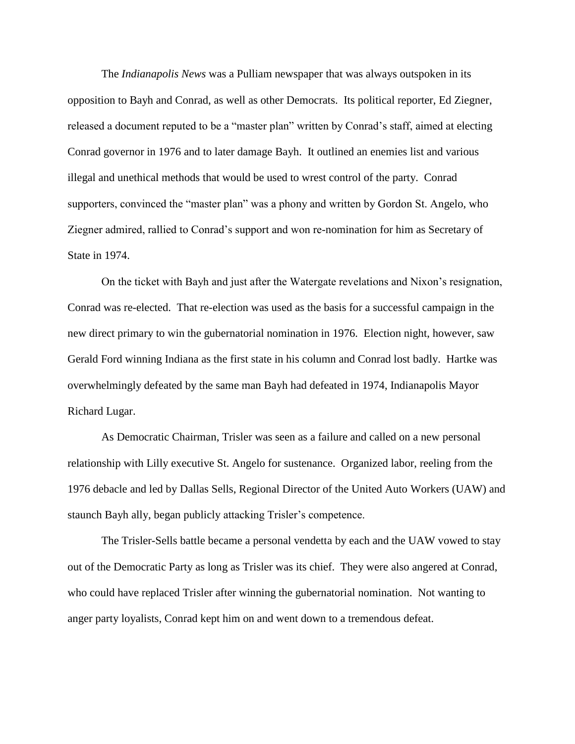The *Indianapolis News* was a Pulliam newspaper that was always outspoken in its opposition to Bayh and Conrad, as well as other Democrats. Its political reporter, Ed Ziegner, released a document reputed to be a "master plan" written by Conrad's staff, aimed at electing Conrad governor in 1976 and to later damage Bayh. It outlined an enemies list and various illegal and unethical methods that would be used to wrest control of the party. Conrad supporters, convinced the "master plan" was a phony and written by Gordon St. Angelo, who Ziegner admired, rallied to Conrad's support and won re-nomination for him as Secretary of State in 1974.

On the ticket with Bayh and just after the Watergate revelations and Nixon's resignation, Conrad was re-elected. That re-election was used as the basis for a successful campaign in the new direct primary to win the gubernatorial nomination in 1976. Election night, however, saw Gerald Ford winning Indiana as the first state in his column and Conrad lost badly. Hartke was overwhelmingly defeated by the same man Bayh had defeated in 1974, Indianapolis Mayor Richard Lugar.

As Democratic Chairman, Trisler was seen as a failure and called on a new personal relationship with Lilly executive St. Angelo for sustenance. Organized labor, reeling from the 1976 debacle and led by Dallas Sells, Regional Director of the United Auto Workers (UAW) and staunch Bayh ally, began publicly attacking Trisler's competence.

The Trisler-Sells battle became a personal vendetta by each and the UAW vowed to stay out of the Democratic Party as long as Trisler was its chief. They were also angered at Conrad, who could have replaced Trisler after winning the gubernatorial nomination. Not wanting to anger party loyalists, Conrad kept him on and went down to a tremendous defeat.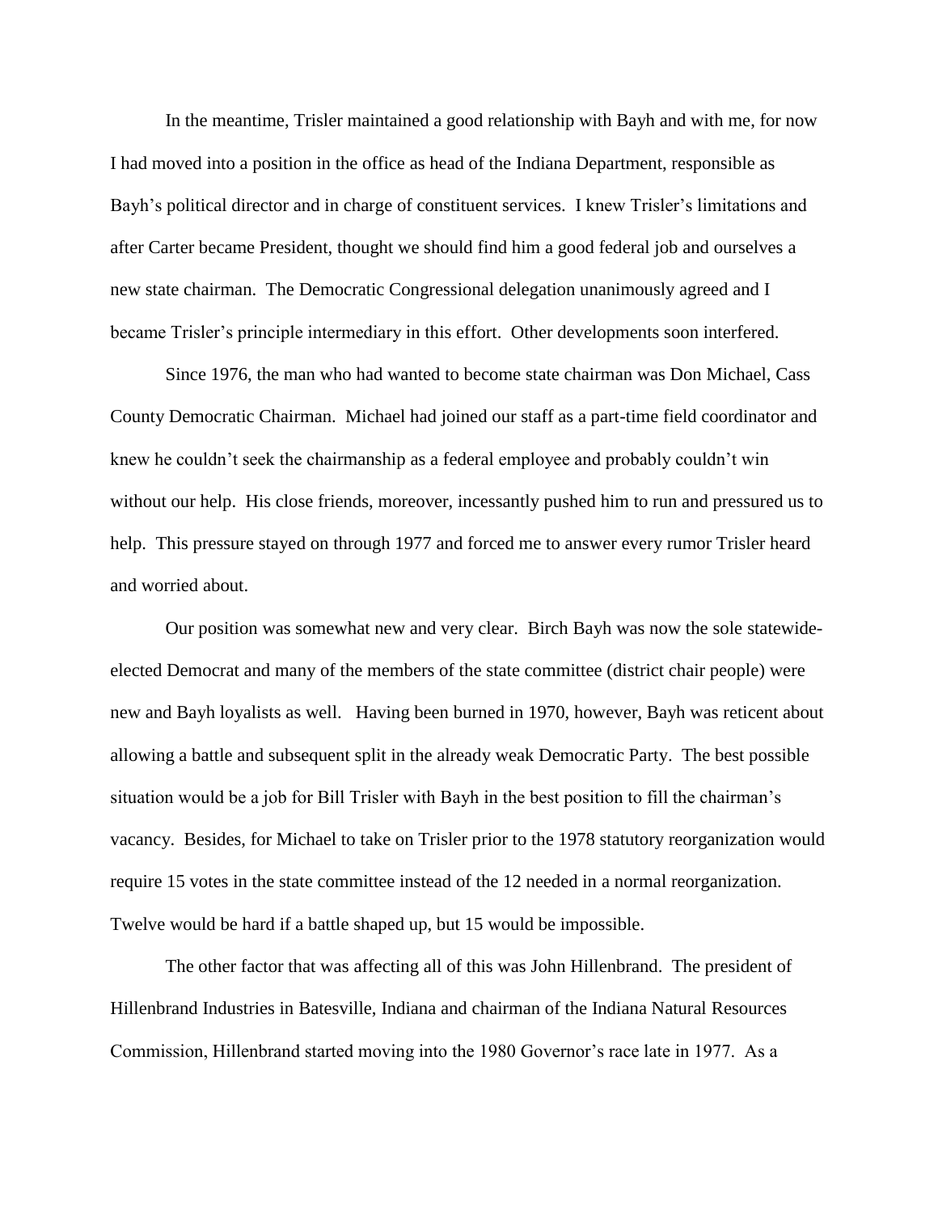In the meantime, Trisler maintained a good relationship with Bayh and with me, for now I had moved into a position in the office as head of the Indiana Department, responsible as Bayh's political director and in charge of constituent services. I knew Trisler's limitations and after Carter became President, thought we should find him a good federal job and ourselves a new state chairman. The Democratic Congressional delegation unanimously agreed and I became Trisler's principle intermediary in this effort. Other developments soon interfered.

Since 1976, the man who had wanted to become state chairman was Don Michael, Cass County Democratic Chairman. Michael had joined our staff as a part-time field coordinator and knew he couldn't seek the chairmanship as a federal employee and probably couldn't win without our help. His close friends, moreover, incessantly pushed him to run and pressured us to help. This pressure stayed on through 1977 and forced me to answer every rumor Trisler heard and worried about.

Our position was somewhat new and very clear. Birch Bayh was now the sole statewide-elected Democrat and many of the members of the state committee (district chair people) were new and Bayh loyalists as well. Having been burned in 1970, however, Bayh was reticent about allowing a battle and subsequent split in the already weak Democratic Party. The best possible situation would be a job for Bill Trisler with Bayh in the best position to fill the chairman's vacancy. Besides, for Michael to take on Trisler prior to the 1978 statutory reorganization would require 15 votes in the state committee instead of the 12 needed in a normal reorganization. Twelve would be hard if a battle shaped up, but 15 would be impossible.

The other factor that was affecting all of this was John Hillenbrand. The president of Hillenbrand Industries in Batesville, Indiana and chairman of the Indiana Natural Resources Commission, Hillenbrand started moving into the 1980 Governor's race late in 1977. As a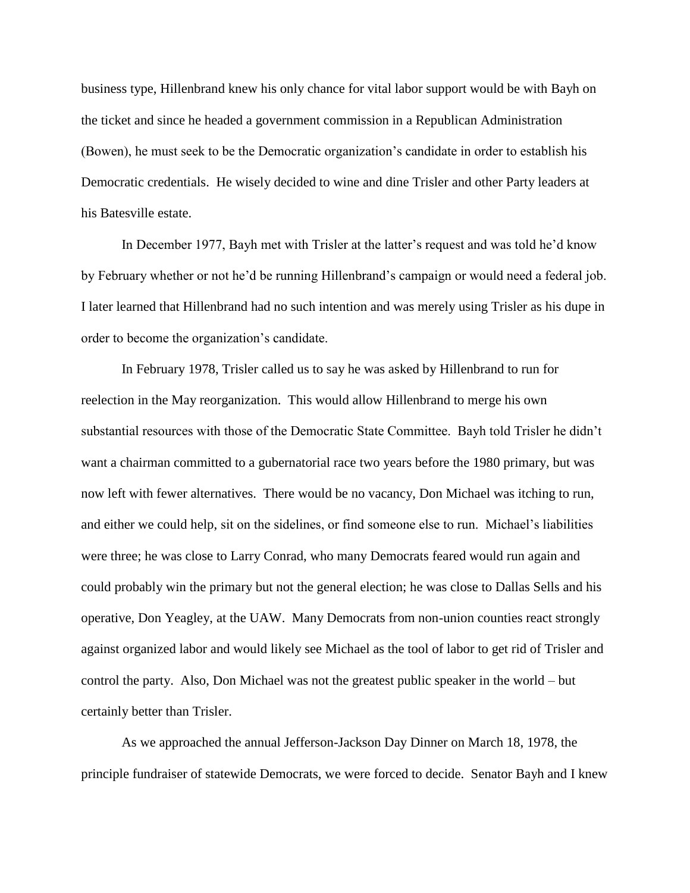business type, Hillenbrand knew his only chance for vital labor support would be with Bayh on the ticket and since he headed a government commission in a Republican Administration (Bowen), he must seek to be the Democratic organization's candidate in order to establish his Democratic credentials. He wisely decided to wine and dine Trisler and other Party leaders at his Batesville estate.

In December 1977, Bayh met with Trisler at the latter's request and was told he'd know by February whether or not he'd be running Hillenbrand's campaign or would need a federal job. I later learned that Hillenbrand had no such intention and was merely using Trisler as his dupe in order to become the organization's candidate.

In February 1978, Trisler called us to say he was asked by Hillenbrand to run for reelection in the May reorganization. This would allow Hillenbrand to merge his own substantial resources with those of the Democratic State Committee. Bayh told Trisler he didn't want a chairman committed to a gubernatorial race two years before the 1980 primary, but was now left with fewer alternatives. There would be no vacancy, Don Michael was itching to run, and either we could help, sit on the sidelines, or find someone else to run. Michael's liabilities were three; he was close to Larry Conrad, who many Democrats feared would run again and could probably win the primary but not the general election; he was close to Dallas Sells and his operative, Don Yeagley, at the UAW. Many Democrats from non-union counties react strongly against organized labor and would likely see Michael as the tool of labor to get rid of Trisler and control the party. Also, Don Michael was not the greatest public speaker in the world – but certainly better than Trisler.

As we approached the annual Jefferson-Jackson Day Dinner on March 18, 1978, the principle fundraiser of statewide Democrats, we were forced to decide. Senator Bayh and I knew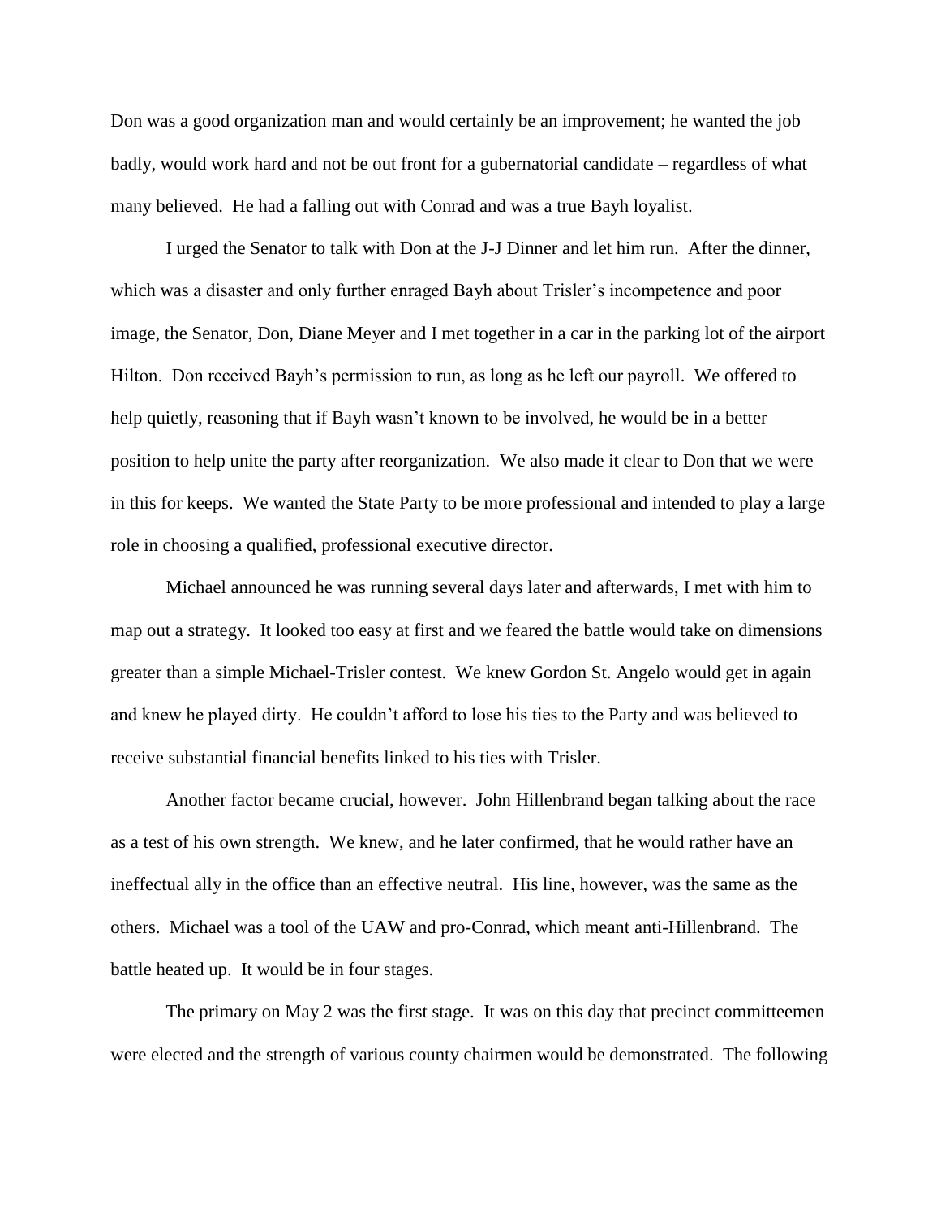Don was a good organization man and would certainly be an improvement; he wanted the job badly, would work hard and not be out front for a gubernatorial candidate – regardless of what many believed. He had a falling out with Conrad and was a true Bayh loyalist.

I urged the Senator to talk with Don at the J-J Dinner and let him run. After the dinner, which was a disaster and only further enraged Bayh about Trisler's incompetence and poor image, the Senator, Don, Diane Meyer and I met together in a car in the parking lot of the airport Hilton. Don received Bayh's permission to run, as long as he left our payroll. We offered to help quietly, reasoning that if Bayh wasn't known to be involved, he would be in a better position to help unite the party after reorganization. We also made it clear to Don that we were in this for keeps. We wanted the State Party to be more professional and intended to play a large role in choosing a qualified, professional executive director.

Michael announced he was running several days later and afterwards, I met with him to map out a strategy. It looked too easy at first and we feared the battle would take on dimensions greater than a simple Michael-Trisler contest. We knew Gordon St. Angelo would get in again and knew he played dirty. He couldn't afford to lose his ties to the Party and was believed to receive substantial financial benefits linked to his ties with Trisler.

Another factor became crucial, however. John Hillenbrand began talking about the race as a test of his own strength. We knew, and he later confirmed, that he would rather have an ineffectual ally in the office than an effective neutral. His line, however, was the same as the others. Michael was a tool of the UAW and pro-Conrad, which meant anti-Hillenbrand. The battle heated up. It would be in four stages.

The primary on May 2 was the first stage. It was on this day that precinct committeemen were elected and the strength of various county chairmen would be demonstrated. The following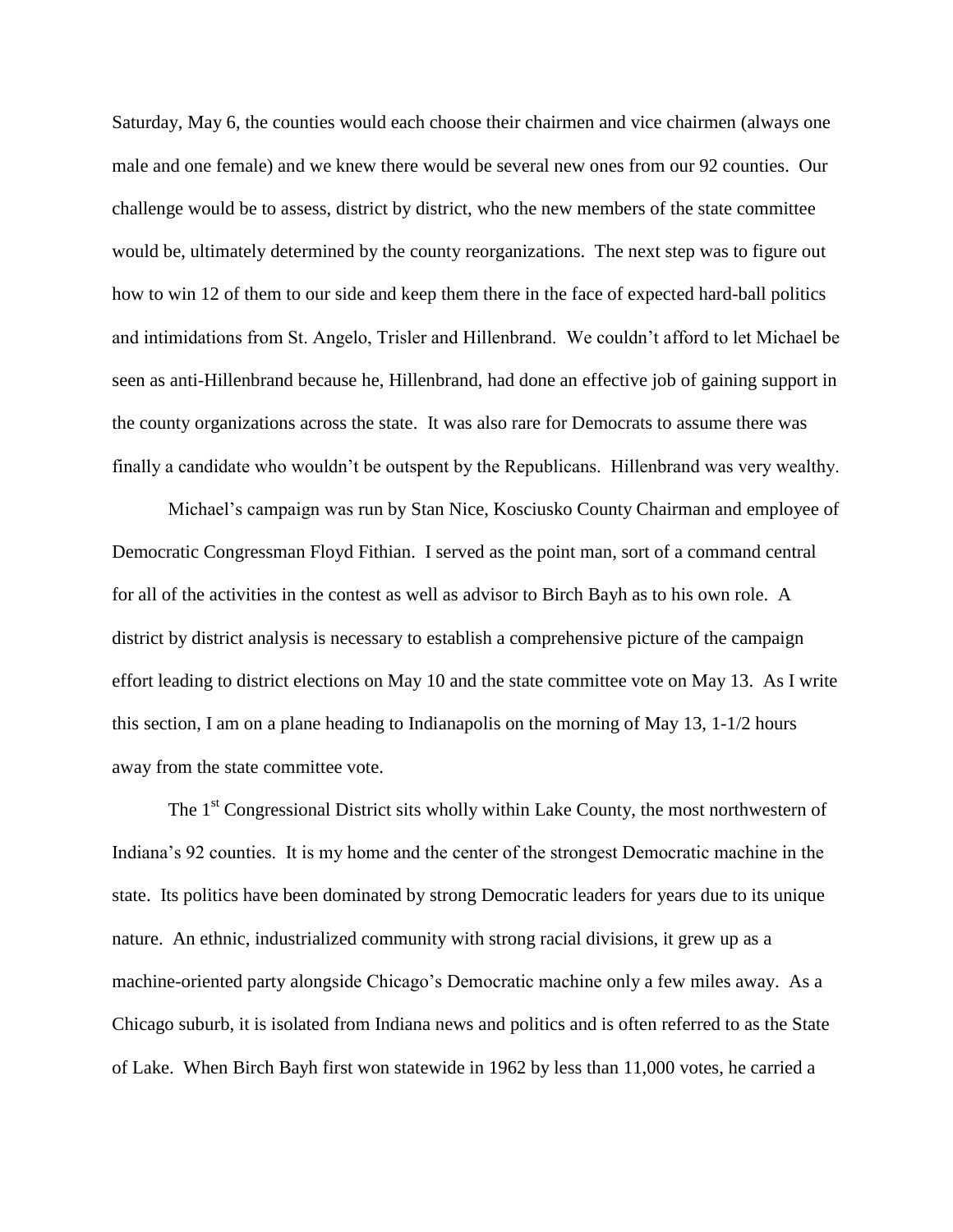Saturday, May 6, the counties would each choose their chairmen and vice chairmen (always one male and one female) and we knew there would be several new ones from our 92 counties. Our challenge would be to assess, district by district, who the new members of the state committee would be, ultimately determined by the county reorganizations. The next step was to figure out how to win 12 of them to our side and keep them there in the face of expected hard-ball politics and intimidations from St. Angelo, Trisler and Hillenbrand. We couldn't afford to let Michael be seen as anti-Hillenbrand because he, Hillenbrand, had done an effective job of gaining support in the county organizations across the state. It was also rare for Democrats to assume there was finally a candidate who wouldn't be outspent by the Republicans. Hillenbrand was very wealthy.

Michael's campaign was run by Stan Nice, Kosciusko County Chairman and employee of Democratic Congressman Floyd Fithian. I served as the point man, sort of a command central for all of the activities in the contest as well as advisor to Birch Bayh as to his own role. A district by district analysis is necessary to establish a comprehensive picture of the campaign effort leading to district elections on May 10 and the state committee vote on May 13. As I write this section, I am on a plane heading to Indianapolis on the morning of May 13, 1-1/2 hours away from the state committee vote.

The 1st Congressional District sits wholly within Lake County, the most northwestern of Indiana's 92 counties. It is my home and the center of the strongest Democratic machine in the state. Its politics have been dominated by strong Democratic leaders for years due to its unique nature. An ethnic, industrialized community with strong racial divisions, it grew up as a machine-oriented party alongside Chicago's Democratic machine only a few miles away. As a Chicago suburb, it is isolated from Indiana news and politics and is often referred to as the State of Lake. When Birch Bayh first won statewide in 1962 by less than 11,000 votes, he carried a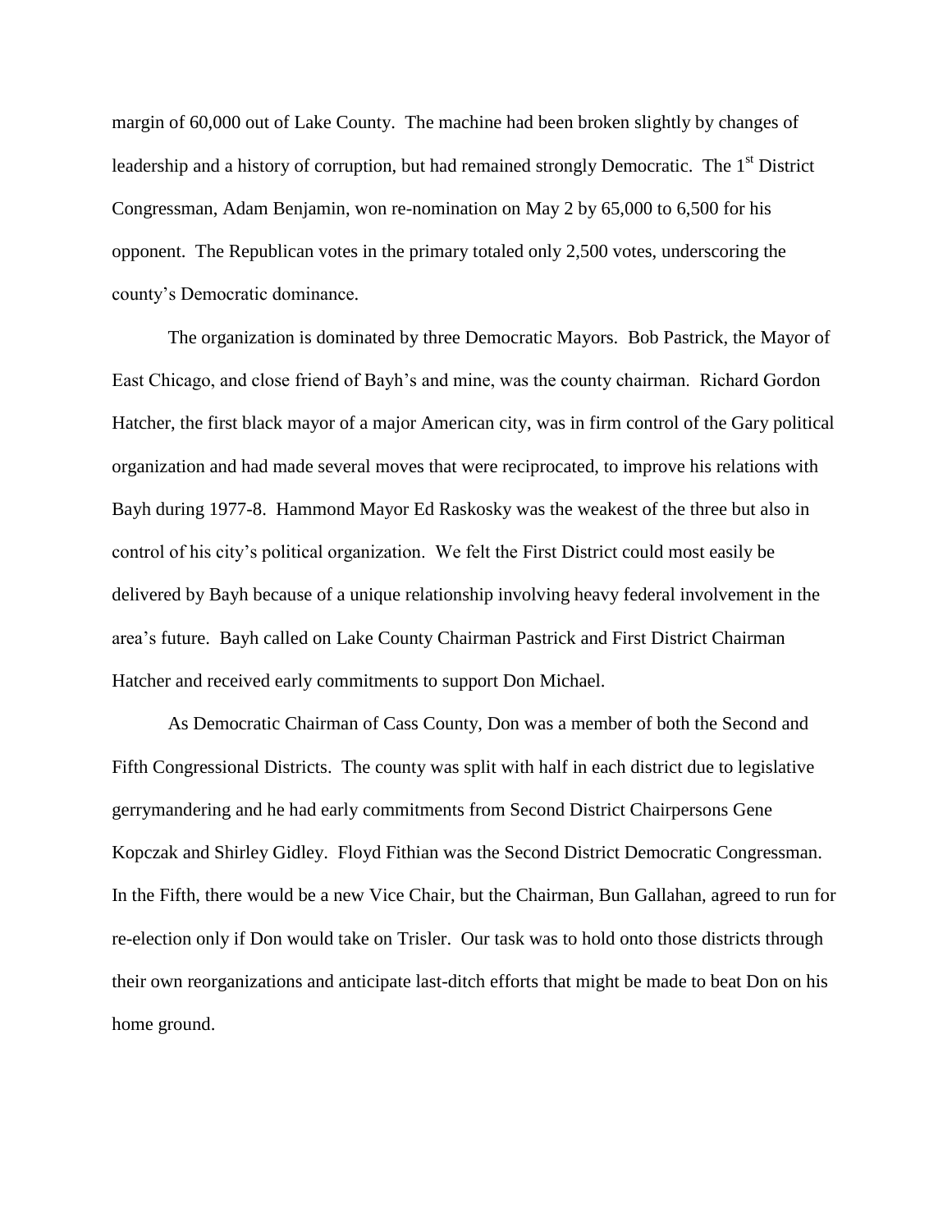margin of 60,000 out of Lake County. The machine had been broken slightly by changes of leadership and a history of corruption, but had remained strongly Democratic. The 1st District Congressman, Adam Benjamin, won re-nomination on May 2 by 65,000 to 6,500 for his opponent. The Republican votes in the primary totaled only 2,500 votes, underscoring the county's Democratic dominance.

The organization is dominated by three Democratic Mayors. Bob Pastrick, the Mayor of East Chicago, and close friend of Bayh's and mine, was the county chairman. Richard Gordon Hatcher, the first black mayor of a major American city, was in firm control of the Gary political organization and had made several moves that were reciprocated, to improve his relations with Bayh during 1977-8. Hammond Mayor Ed Raskosky was the weakest of the three but also in control of his city's political organization. We felt the First District could most easily be delivered by Bayh because of a unique relationship involving heavy federal involvement in the area's future. Bayh called on Lake County Chairman Pastrick and First District Chairman Hatcher and received early commitments to support Don Michael.

As Democratic Chairman of Cass County, Don was a member of both the Second and Fifth Congressional Districts. The county was split with half in each district due to legislative gerrymandering and he had early commitments from Second District Chairpersons Gene Kopczak and Shirley Gidley. Floyd Fithian was the Second District Democratic Congressman. In the Fifth, there would be a new Vice Chair, but the Chairman, Bun Gallahan, agreed to run for re-election only if Don would take on Trisler. Our task was to hold onto those districts through their own reorganizations and anticipate last-ditch efforts that might be made to beat Don on his home ground.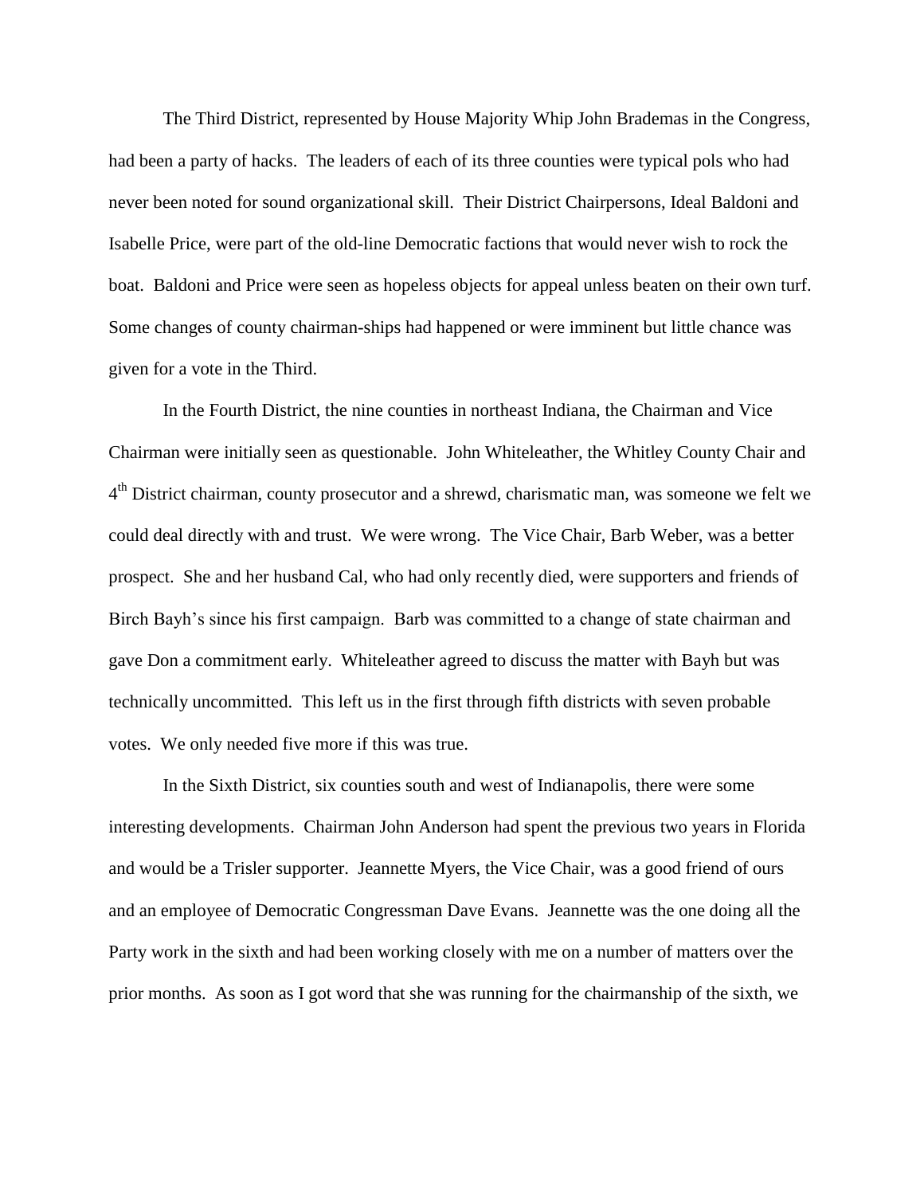The Third District, represented by House Majority Whip John Brademas in the Congress, had been a party of hacks. The leaders of each of its three counties were typical pols who had never been noted for sound organizational skill. Their District Chairpersons, Ideal Baldoni and Isabelle Price, were part of the old-line Democratic factions that would never wish to rock the boat. Baldoni and Price were seen as hopeless objects for appeal unless beaten on their own turf. Some changes of county chairman-ships had happened or were imminent but little chance was given for a vote in the Third.

In the Fourth District, the nine counties in northeast Indiana, the Chairman and Vice Chairman were initially seen as questionable. John Whiteleather, the Whitley County Chair and 4th District chairman, county prosecutor and a shrewd, charismatic man, was someone we felt we could deal directly with and trust. We were wrong. The Vice Chair, Barb Weber, was a better prospect. She and her husband Cal, who had only recently died, were supporters and friends of Birch Bayh's since his first campaign. Barb was committed to a change of state chairman and gave Don a commitment early. Whiteleather agreed to discuss the matter with Bayh but was technically uncommitted. This left us in the first through fifth districts with seven probable votes. We only needed five more if this was true.

In the Sixth District, six counties south and west of Indianapolis, there were some interesting developments. Chairman John Anderson had spent the previous two years in Florida and would be a Trisler supporter. Jeannette Myers, the Vice Chair, was a good friend of ours and an employee of Democratic Congressman Dave Evans. Jeannette was the one doing all the Party work in the sixth and had been working closely with me on a number of matters over the prior months. As soon as I got word that she was running for the chairmanship of the sixth, we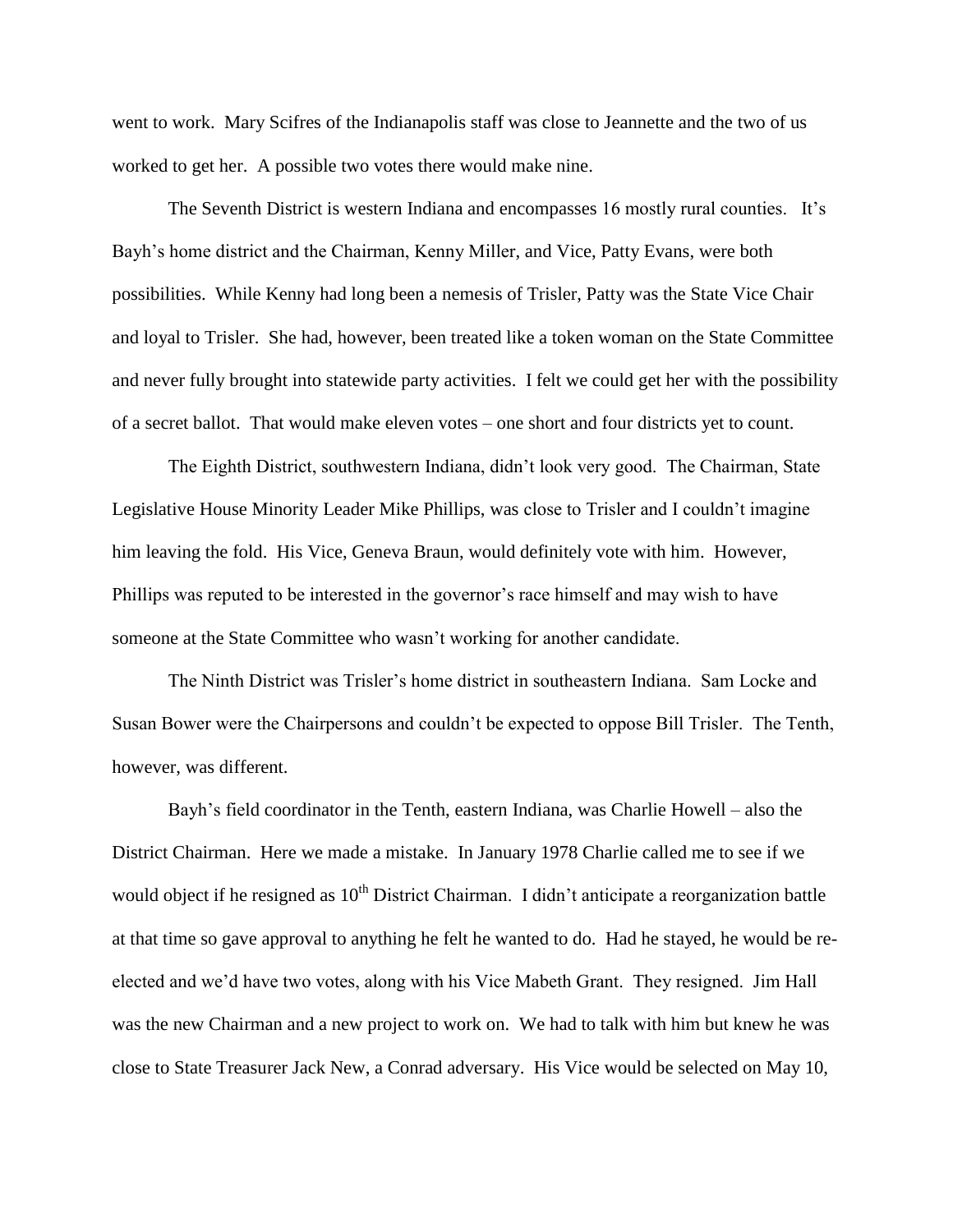went to work. Mary Scifres of the Indianapolis staff was close to Jeannette and the two of us worked to get her. A possible two votes there would make nine.

The Seventh District is western Indiana and encompasses 16 mostly rural counties. It's Bayh's home district and the Chairman, Kenny Miller, and Vice, Patty Evans, were both possibilities. While Kenny had long been a nemesis of Trisler, Patty was the State Vice Chair and loyal to Trisler. She had, however, been treated like a token woman on the State Committee and never fully brought into statewide party activities. I felt we could get her with the possibility of a secret ballot. That would make eleven votes – one short and four districts yet to count.

The Eighth District, southwestern Indiana, didn't look very good. The Chairman, State Legislative House Minority Leader Mike Phillips, was close to Trisler and I couldn't imagine him leaving the fold. His Vice, Geneva Braun, would definitely vote with him. However, Phillips was reputed to be interested in the governor's race himself and may wish to have someone at the State Committee who wasn't working for another candidate.

The Ninth District was Trisler's home district in southeastern Indiana. Sam Locke and Susan Bower were the Chairpersons and couldn't be expected to oppose Bill Trisler. The Tenth, however, was different.

Bayh's field coordinator in the Tenth, eastern Indiana, was Charlie Howell – also the District Chairman. Here we made a mistake. In January 1978 Charlie called me to see if we would object if he resigned as 10th District Chairman. I didn't anticipate a reorganization battle at that time so gave approval to anything he felt he wanted to do. Had he stayed, he would be re-elected and we'd have two votes, along with his Vice Mabeth Grant. They resigned. Jim Hall was the new Chairman and a new project to work on. We had to talk with him but knew he was close to State Treasurer Jack New, a Conrad adversary. His Vice would be selected on May 10,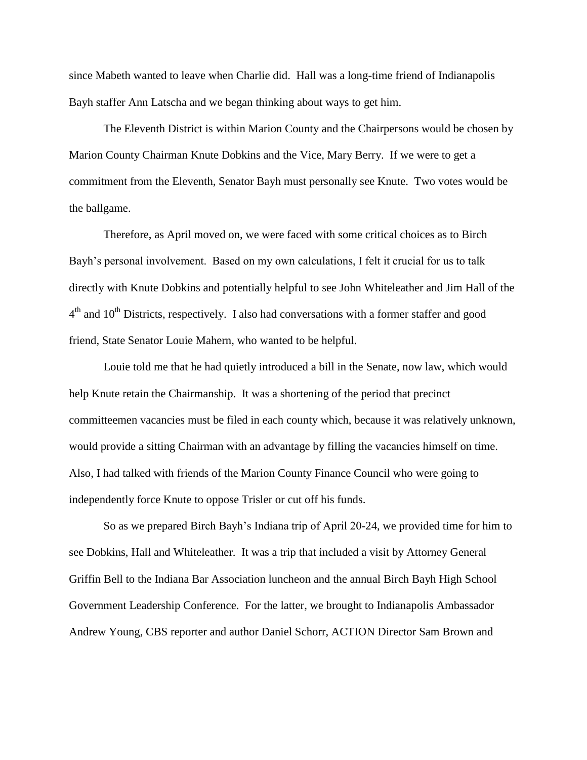since Mabeth wanted to leave when Charlie did. Hall was a long-time friend of Indianapolis Bayh staffer Ann Latscha and we began thinking about ways to get him.

The Eleventh District is within Marion County and the Chairpersons would be chosen by Marion County Chairman Knute Dobkins and the Vice, Mary Berry. If we were to get a commitment from the Eleventh, Senator Bayh must personally see Knute. Two votes would be the ballgame.

Therefore, as April moved on, we were faced with some critical choices as to Birch Bayh's personal involvement. Based on my own calculations, I felt it crucial for us to talk directly with Knute Dobkins and potentially helpful to see John Whiteleather and Jim Hall of the 4th and 10th Districts, respectively. I also had conversations with a former staffer and good friend, State Senator Louie Mahern, who wanted to be helpful.

Louie told me that he had quietly introduced a bill in the Senate, now law, which would help Knute retain the Chairmanship. It was a shortening of the period that precinct committeemen vacancies must be filed in each county which, because it was relatively unknown, would provide a sitting Chairman with an advantage by filling the vacancies himself on time. Also, I had talked with friends of the Marion County Finance Council who were going to independently force Knute to oppose Trisler or cut off his funds.

So as we prepared Birch Bayh's Indiana trip of April 20-24, we provided time for him to see Dobkins, Hall and Whiteleather. It was a trip that included a visit by Attorney General Griffin Bell to the Indiana Bar Association luncheon and the annual Birch Bayh High School Government Leadership Conference. For the latter, we brought to Indianapolis Ambassador Andrew Young, CBS reporter and author Daniel Schorr, ACTION Director Sam Brown and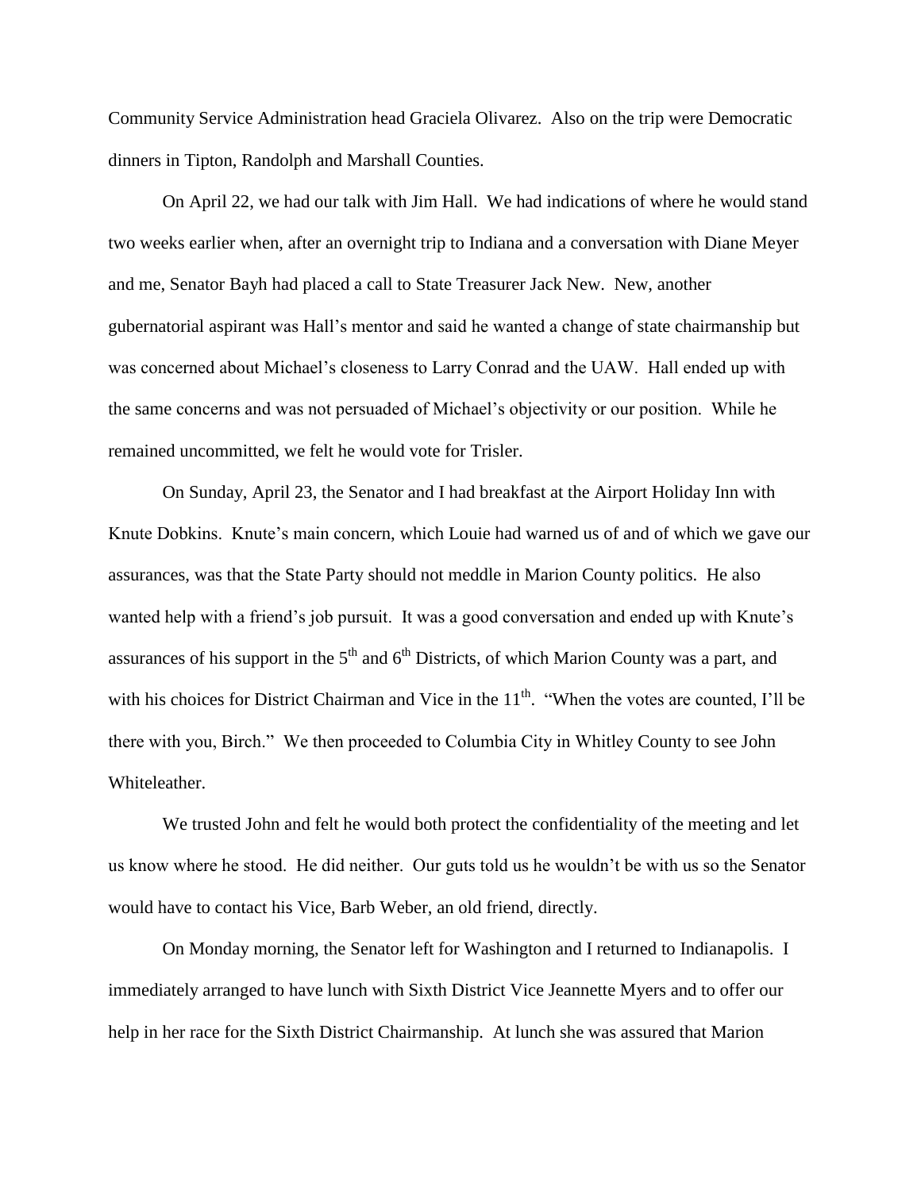Community Service Administration head Graciela Olivarez. Also on the trip were Democratic dinners in Tipton, Randolph and Marshall Counties.

On April 22, we had our talk with Jim Hall. We had indications of where he would stand two weeks earlier when, after an overnight trip to Indiana and a conversation with Diane Meyer and me, Senator Bayh had placed a call to State Treasurer Jack New. New, another gubernatorial aspirant was Hall's mentor and said he wanted a change of state chairmanship but was concerned about Michael's closeness to Larry Conrad and the UAW. Hall ended up with the same concerns and was not persuaded of Michael's objectivity or our position. While he remained uncommitted, we felt he would vote for Trisler.

On Sunday, April 23, the Senator and I had breakfast at the Airport Holiday Inn with Knute Dobkins. Knute's main concern, which Louie had warned us of and of which we gave our assurances, was that the State Party should not meddle in Marion County politics. He also wanted help with a friend's job pursuit. It was a good conversation and ended up with Knute's assurances of his support in the 5th and 6th Districts, of which Marion County was a part, and with his choices for District Chairman and Vice in the 11th. "When the votes are counted, I'll be there with you, Birch." We then proceeded to Columbia City in Whitley County to see John Whiteleather.

We trusted John and felt he would both protect the confidentiality of the meeting and let us know where he stood. He did neither. Our guts told us he wouldn't be with us so the Senator would have to contact his Vice, Barb Weber, an old friend, directly.

On Monday morning, the Senator left for Washington and I returned to Indianapolis. I immediately arranged to have lunch with Sixth District Vice Jeannette Myers and to offer our help in her race for the Sixth District Chairmanship. At lunch she was assured that Marion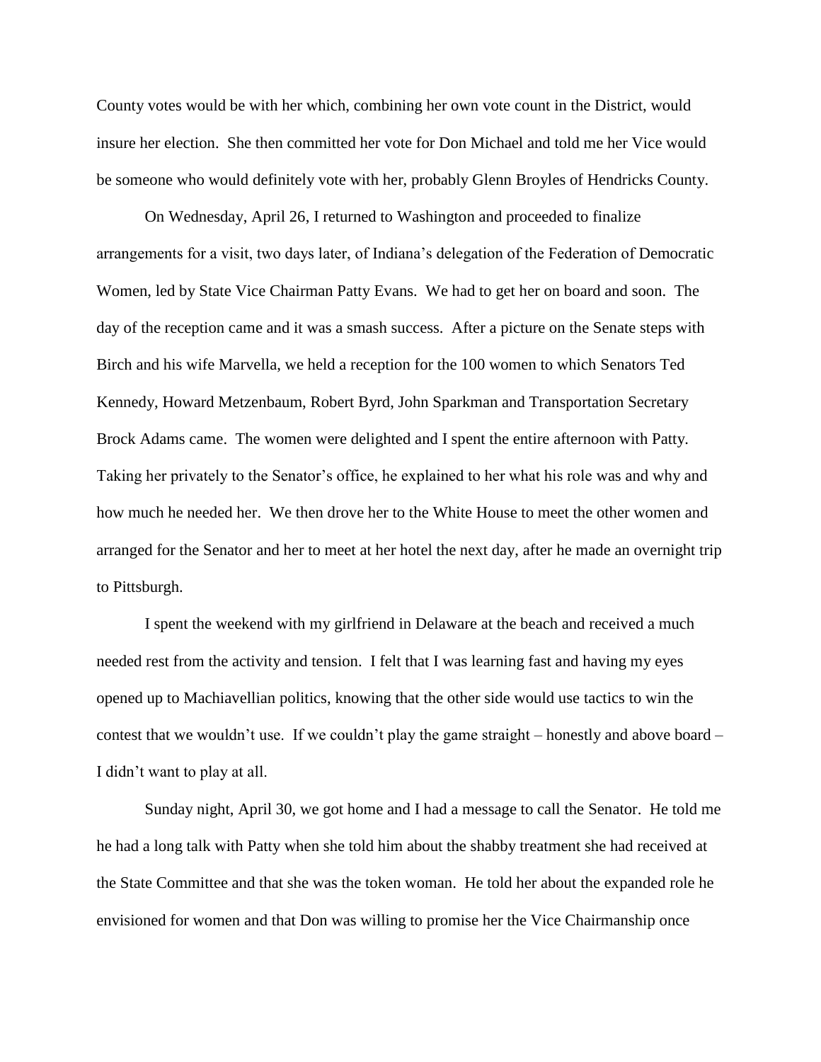County votes would be with her which, combining her own vote count in the District, would insure her election. She then committed her vote for Don Michael and told me her Vice would be someone who would definitely vote with her, probably Glenn Broyles of Hendricks County.

On Wednesday, April 26, I returned to Washington and proceeded to finalize arrangements for a visit, two days later, of Indiana's delegation of the Federation of Democratic Women, led by State Vice Chairman Patty Evans. We had to get her on board and soon. The day of the reception came and it was a smash success. After a picture on the Senate steps with Birch and his wife Marvella, we held a reception for the 100 women to which Senators Ted Kennedy, Howard Metzenbaum, Robert Byrd, John Sparkman and Transportation Secretary Brock Adams came. The women were delighted and I spent the entire afternoon with Patty. Taking her privately to the Senator's office, he explained to her what his role was and why and how much he needed her. We then drove her to the White House to meet the other women and arranged for the Senator and her to meet at her hotel the next day, after he made an overnight trip to Pittsburgh.

I spent the weekend with my girlfriend in Delaware at the beach and received a much needed rest from the activity and tension. I felt that I was learning fast and having my eyes opened up to Machiavellian politics, knowing that the other side would use tactics to win the contest that we wouldn't use. If we couldn't play the game straight – honestly and above board – I didn't want to play at all.

Sunday night, April 30, we got home and I had a message to call the Senator. He told me he had a long talk with Patty when she told him about the shabby treatment she had received at the State Committee and that she was the token woman. He told her about the expanded role he envisioned for women and that Don was willing to promise her the Vice Chairmanship once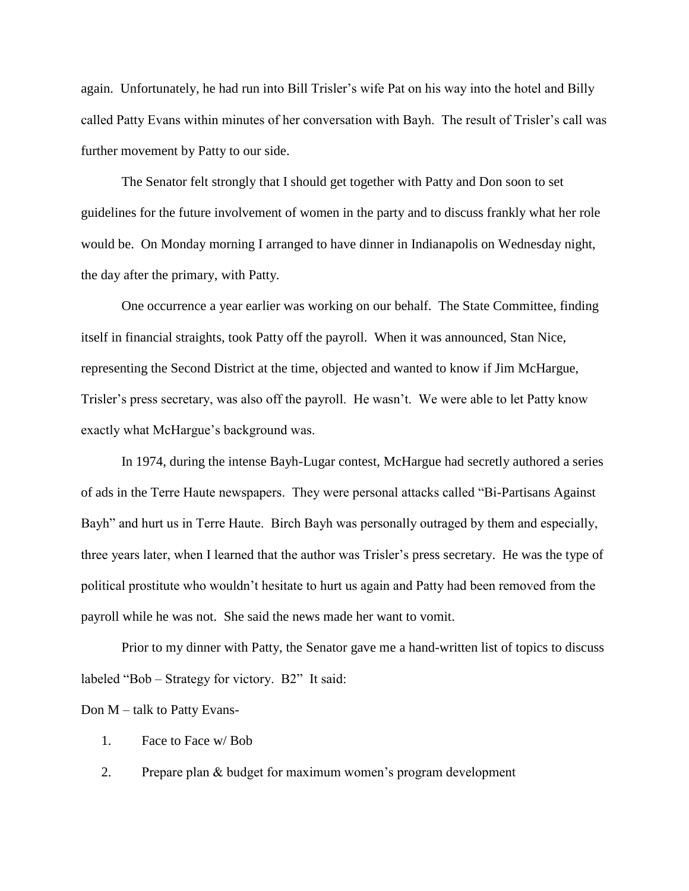again. Unfortunately, he had run into Bill Trisler's wife Pat on his way into the hotel and Billy called Patty Evans within minutes of her conversation with Bayh. The result of Trisler's call was further movement by Patty to our side.

The Senator felt strongly that I should get together with Patty and Don soon to set guidelines for the future involvement of women in the party and to discuss frankly what her role would be. On Monday morning I arranged to have dinner in Indianapolis on Wednesday night, the day after the primary, with Patty.

One occurrence a year earlier was working on our behalf. The State Committee, finding itself in financial straights, took Patty off the payroll. When it was announced, Stan Nice, representing the Second District at the time, objected and wanted to know if Jim McHargue, Trisler's press secretary, was also off the payroll. He wasn't. We were able to let Patty know exactly what McHargue's background was.

In 1974, during the intense Bayh-Lugar contest, McHargue had secretly authored a series of ads in the Terre Haute newspapers. They were personal attacks called "Bi-Partisans Against Bayh" and hurt us in Terre Haute. Birch Bayh was personally outraged by them and especially, three years later, when I learned that the author was Trisler's press secretary. He was the type of political prostitute who wouldn't hesitate to hurt us again and Patty had been removed from the payroll while he was not. She said the news made her want to vomit.

Prior to my dinner with Patty, the Senator gave me a hand-written list of topics to discuss labeled "Bob – Strategy for victory. B2" It said:

Don M – talk to Patty Evans-

1. Face to Face w/ Bob
2. Prepare plan & budget for maximum women's program development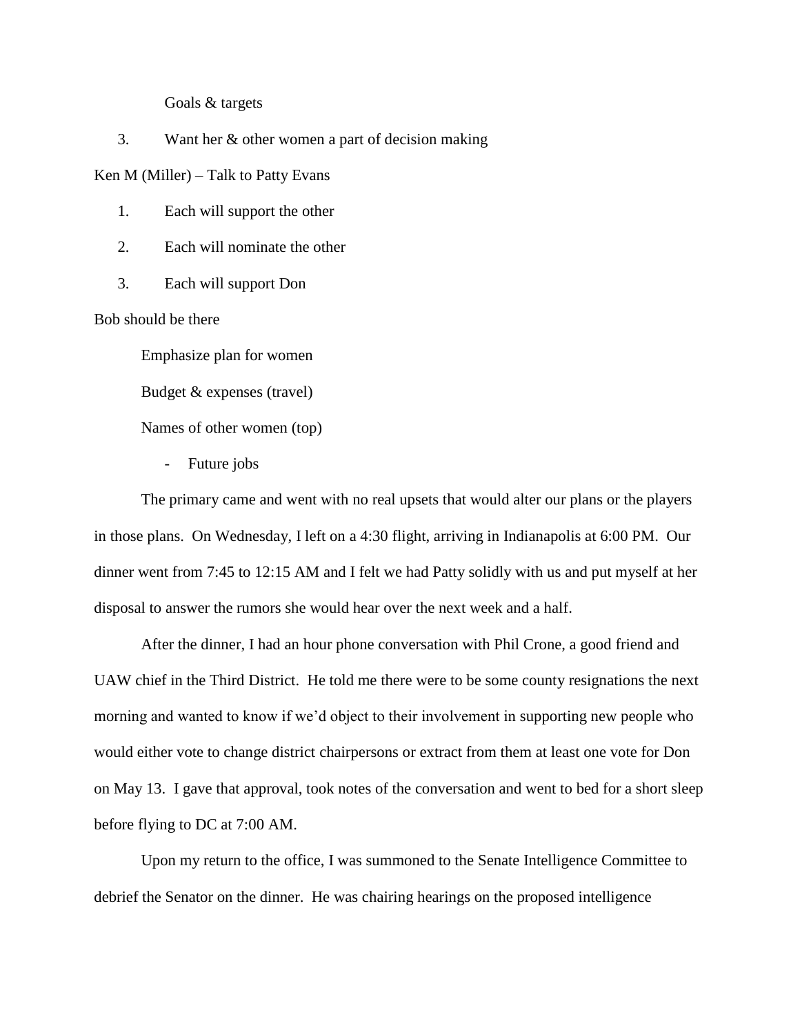Goals & targets

3. Want her & other women a part of decision making

Ken M (Miller) – Talk to Patty Evans

1. Each will support the other
2. Each will nominate the other
3. Each will support Don

Bob should be there

Emphasize plan for women

Budget & expenses (travel)

Names of other women (top)

- Future jobs

The primary came and went with no real upsets that would alter our plans or the players in those plans. On Wednesday, I left on a 4:30 flight, arriving in Indianapolis at 6:00 PM. Our dinner went from 7:45 to 12:15 AM and I felt we had Patty solidly with us and put myself at her disposal to answer the rumors she would hear over the next week and a half.

After the dinner, I had an hour phone conversation with Phil Crone, a good friend and UAW chief in the Third District. He told me there were to be some county resignations the next morning and wanted to know if we'd object to their involvement in supporting new people who would either vote to change district chairpersons or extract from them at least one vote for Don on May 13. I gave that approval, took notes of the conversation and went to bed for a short sleep before flying to DC at 7:00 AM.

Upon my return to the office, I was summoned to the Senate Intelligence Committee to debrief the Senator on the dinner. He was chairing hearings on the proposed intelligence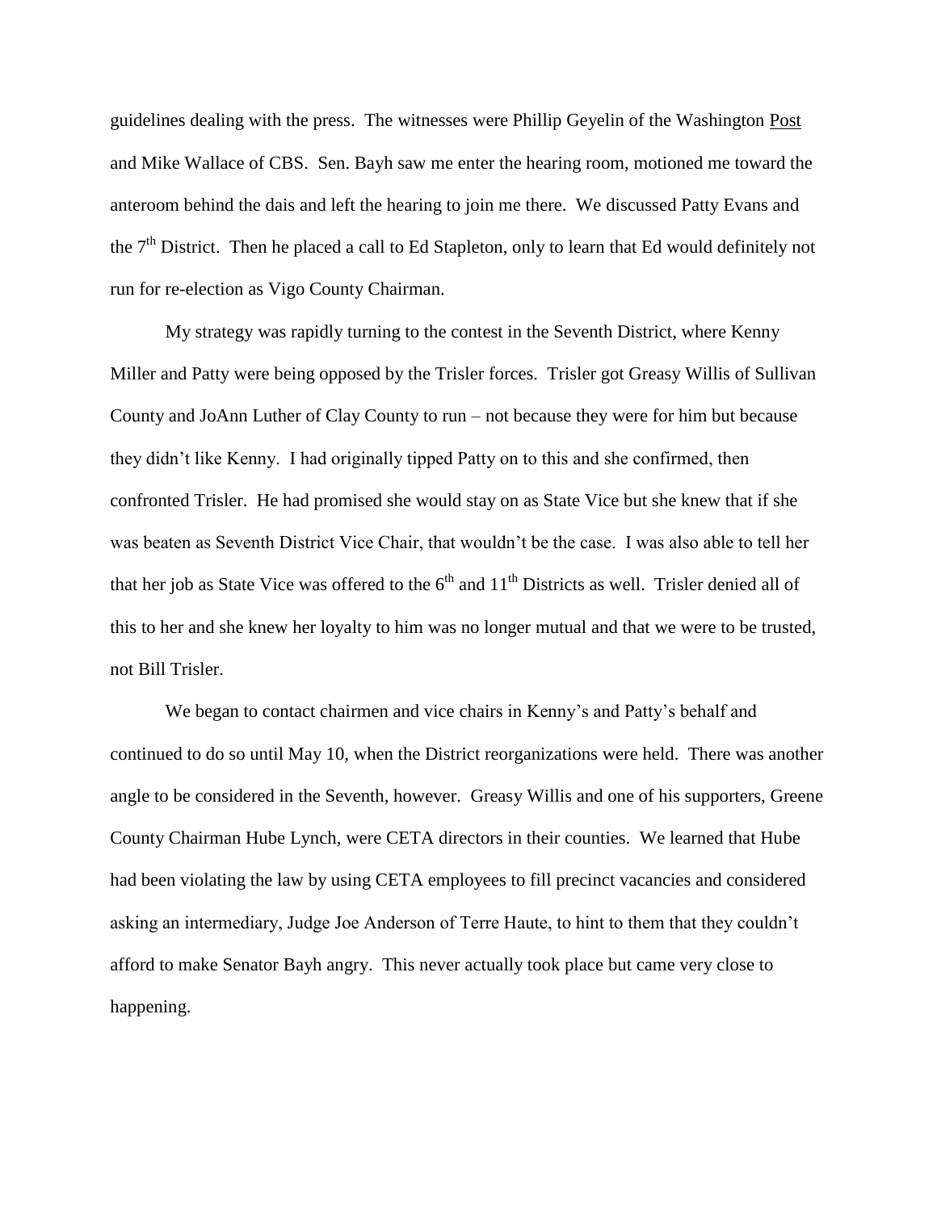guidelines dealing with the press. The witnesses were Phillip Geyelin of the Washington Post and Mike Wallace of CBS. Sen. Bayh saw me enter the hearing room, motioned me toward the anteroom behind the dais and left the hearing to join me there. We discussed Patty Evans and the 7th District. Then he placed a call to Ed Stapleton, only to learn that Ed would definitely not run for re-election as Vigo County Chairman.

My strategy was rapidly turning to the contest in the Seventh District, where Kenny Miller and Patty were being opposed by the Trisler forces. Trisler got Greasy Willis of Sullivan County and JoAnn Luther of Clay County to run – not because they were for him but because they didn't like Kenny. I had originally tipped Patty on to this and she confirmed, then confronted Trisler. He had promised she would stay on as State Vice but she knew that if she was beaten as Seventh District Vice Chair, that wouldn't be the case. I was also able to tell her that her job as State Vice was offered to the 6th and 11th Districts as well. Trisler denied all of this to her and she knew her loyalty to him was no longer mutual and that we were to be trusted, not Bill Trisler.

We began to contact chairmen and vice chairs in Kenny's and Patty's behalf and continued to do so until May 10, when the District reorganizations were held. There was another angle to be considered in the Seventh, however. Greasy Willis and one of his supporters, Greene County Chairman Hube Lynch, were CETA directors in their counties. We learned that Hube had been violating the law by using CETA employees to fill precinct vacancies and considered asking an intermediary, Judge Joe Anderson of Terre Haute, to hint to them that they couldn't afford to make Senator Bayh angry. This never actually took place but came very close to happening.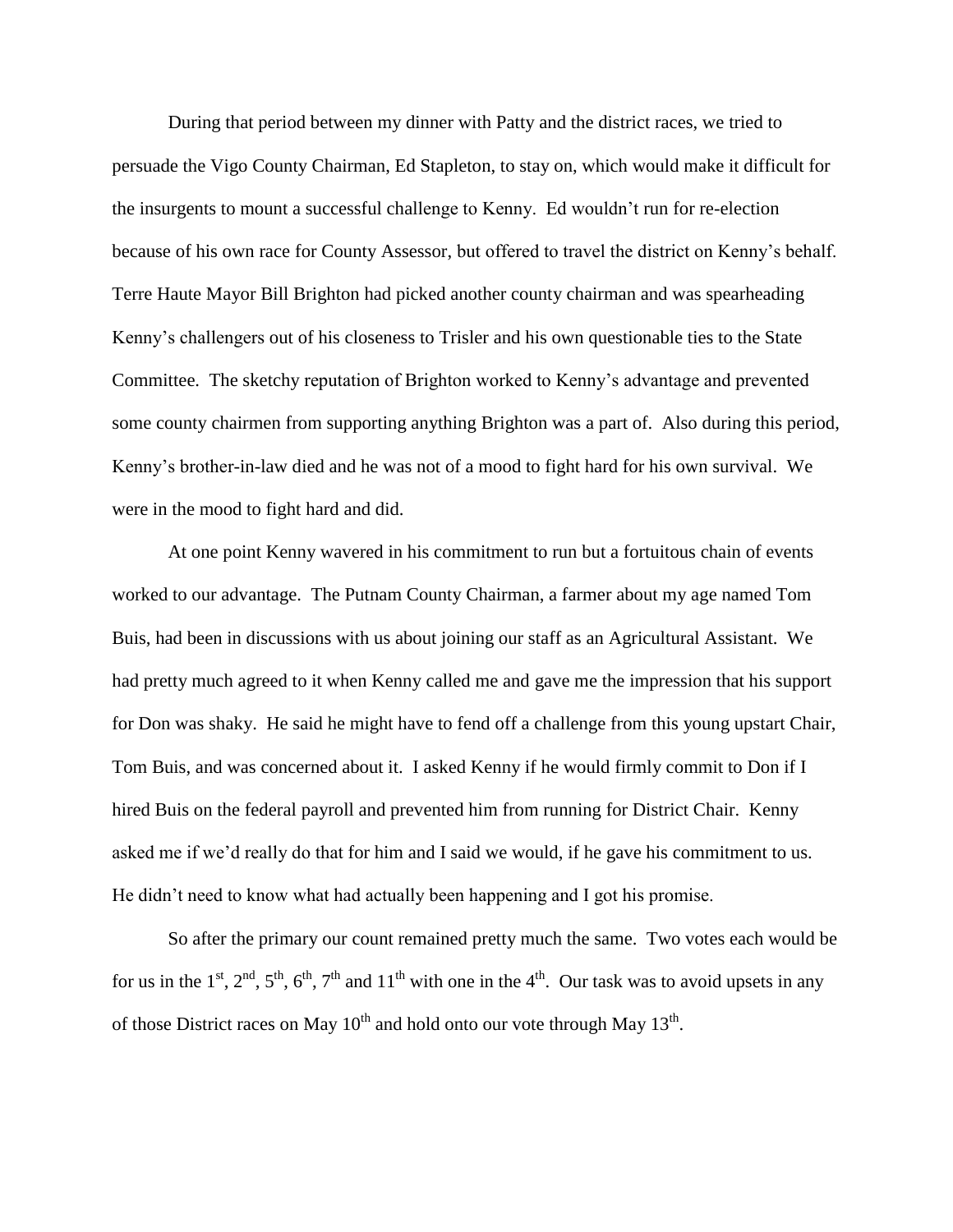During that period between my dinner with Patty and the district races, we tried to persuade the Vigo County Chairman, Ed Stapleton, to stay on, which would make it difficult for the insurgents to mount a successful challenge to Kenny. Ed wouldn't run for re-election because of his own race for County Assessor, but offered to travel the district on Kenny's behalf. Terre Haute Mayor Bill Brighton had picked another county chairman and was spearheading Kenny's challengers out of his closeness to Trisler and his own questionable ties to the State Committee. The sketchy reputation of Brighton worked to Kenny's advantage and prevented some county chairmen from supporting anything Brighton was a part of. Also during this period, Kenny's brother-in-law died and he was not of a mood to fight hard for his own survival. We were in the mood to fight hard and did.

At one point Kenny wavered in his commitment to run but a fortuitous chain of events worked to our advantage. The Putnam County Chairman, a farmer about my age named Tom Buis, had been in discussions with us about joining our staff as an Agricultural Assistant. We had pretty much agreed to it when Kenny called me and gave me the impression that his support for Don was shaky. He said he might have to fend off a challenge from this young upstart Chair, Tom Buis, and was concerned about it. I asked Kenny if he would firmly commit to Don if I hired Buis on the federal payroll and prevented him from running for District Chair. Kenny asked me if we'd really do that for him and I said we would, if he gave his commitment to us. He didn't need to know what had actually been happening and I got his promise.

So after the primary our count remained pretty much the same. Two votes each would be for us in the 1st, 2nd, 5th, 6th, 7th and 11th with one in the 4th. Our task was to avoid upsets in any of those District races on May 10th and hold onto our vote through May 13th.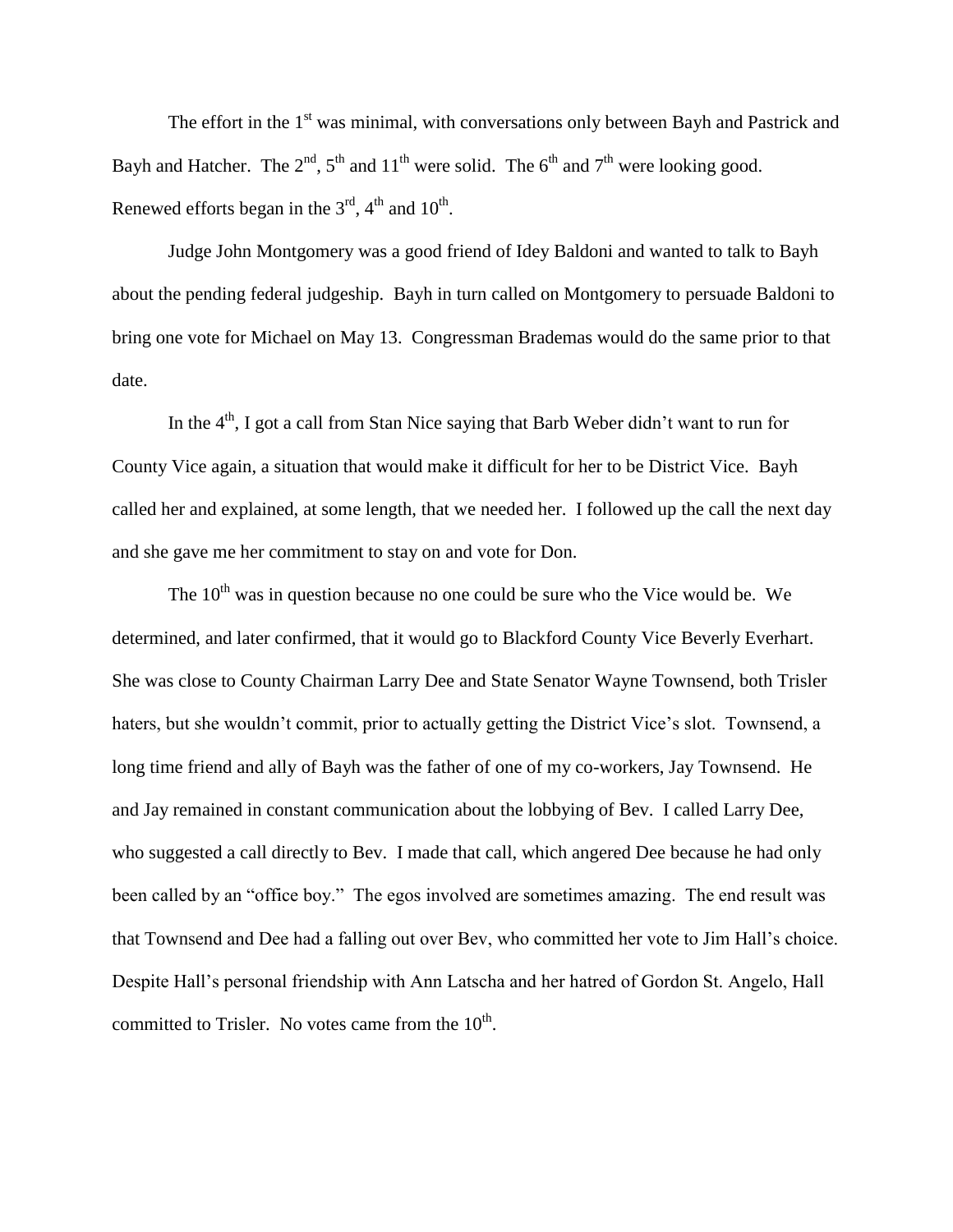The effort in the 1st was minimal, with conversations only between Bayh and Pastrick and Bayh and Hatcher. The 2nd, 5th and 11th were solid. The 6th and 7th were looking good. Renewed efforts began in the 3rd, 4th and 10th.

Judge John Montgomery was a good friend of Idey Baldoni and wanted to talk to Bayh about the pending federal judgeship. Bayh in turn called on Montgomery to persuade Baldoni to bring one vote for Michael on May 13. Congressman Brademas would do the same prior to that date.

In the 4th, I got a call from Stan Nice saying that Barb Weber didn't want to run for County Vice again, a situation that would make it difficult for her to be District Vice. Bayh called her and explained, at some length, that we needed her. I followed up the call the next day and she gave me her commitment to stay on and vote for Don.

The 10th was in question because no one could be sure who the Vice would be. We determined, and later confirmed, that it would go to Blackford County Vice Beverly Everhart. She was close to County Chairman Larry Dee and State Senator Wayne Townsend, both Trisler haters, but she wouldn't commit, prior to actually getting the District Vice's slot. Townsend, a long time friend and ally of Bayh was the father of one of my co-workers, Jay Townsend. He and Jay remained in constant communication about the lobbying of Bev. I called Larry Dee, who suggested a call directly to Bev. I made that call, which angered Dee because he had only been called by an "office boy." The egos involved are sometimes amazing. The end result was that Townsend and Dee had a falling out over Bev, who committed her vote to Jim Hall's choice. Despite Hall's personal friendship with Ann Latscha and her hatred of Gordon St. Angelo, Hall committed to Trisler. No votes came from the 10th.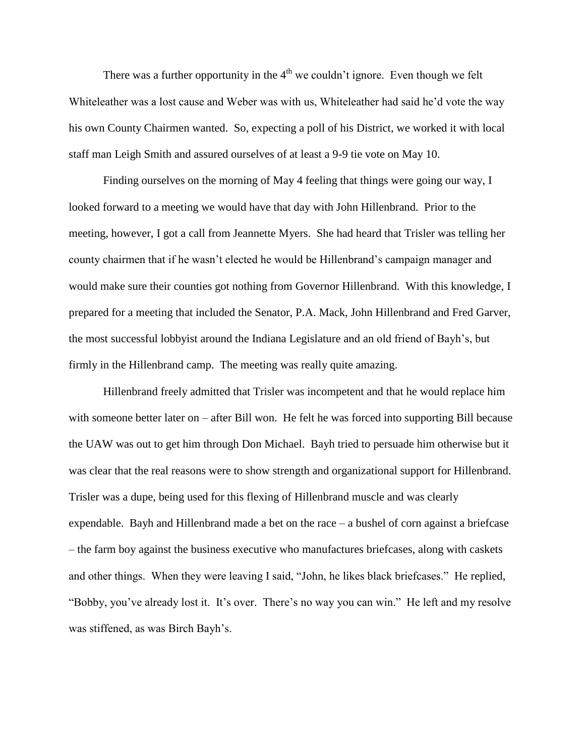There was a further opportunity in the 4th we couldn't ignore. Even though we felt Whiteleather was a lost cause and Weber was with us, Whiteleather had said he'd vote the way his own County Chairmen wanted. So, expecting a poll of his District, we worked it with local staff man Leigh Smith and assured ourselves of at least a 9-9 tie vote on May 10.

Finding ourselves on the morning of May 4 feeling that things were going our way, I looked forward to a meeting we would have that day with John Hillenbrand. Prior to the meeting, however, I got a call from Jeannette Myers. She had heard that Trisler was telling her county chairmen that if he wasn't elected he would be Hillenbrand's campaign manager and would make sure their counties got nothing from Governor Hillenbrand. With this knowledge, I prepared for a meeting that included the Senator, P.A. Mack, John Hillenbrand and Fred Garver, the most successful lobbyist around the Indiana Legislature and an old friend of Bayh's, but firmly in the Hillenbrand camp. The meeting was really quite amazing.

Hillenbrand freely admitted that Trisler was incompetent and that he would replace him with someone better later on – after Bill won. He felt he was forced into supporting Bill because the UAW was out to get him through Don Michael. Bayh tried to persuade him otherwise but it was clear that the real reasons were to show strength and organizational support for Hillenbrand. Trisler was a dupe, being used for this flexing of Hillenbrand muscle and was clearly expendable. Bayh and Hillenbrand made a bet on the race – a bushel of corn against a briefcase – the farm boy against the business executive who manufactures briefcases, along with caskets and other things. When they were leaving I said, "John, he likes black briefcases." He replied, "Bobby, you've already lost it. It's over. There's no way you can win." He left and my resolve was stiffened, as was Birch Bayh's.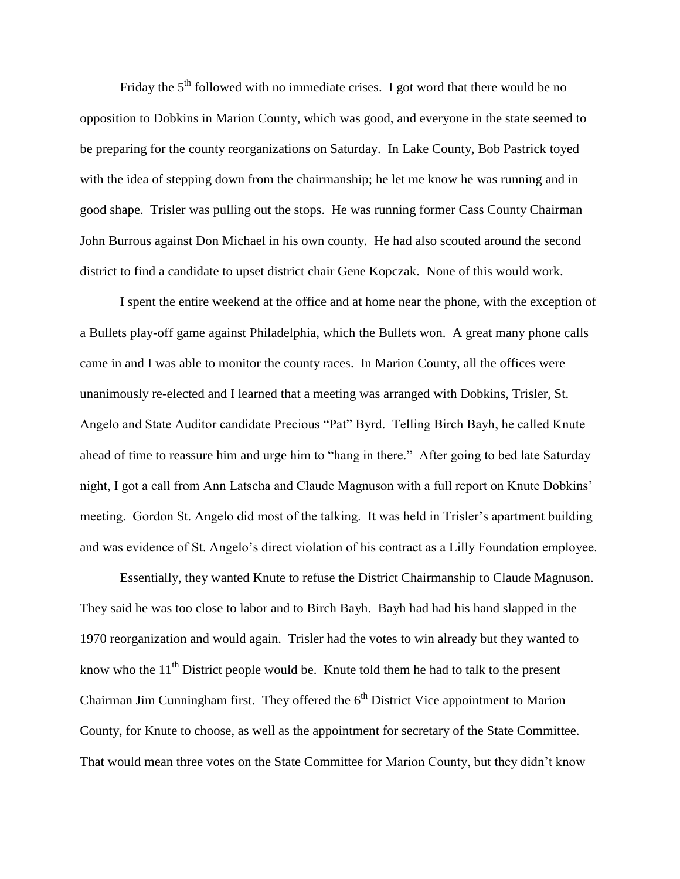Friday the 5th followed with no immediate crises. I got word that there would be no opposition to Dobkins in Marion County, which was good, and everyone in the state seemed to be preparing for the county reorganizations on Saturday. In Lake County, Bob Pastrick toyed with the idea of stepping down from the chairmanship; he let me know he was running and in good shape. Trisler was pulling out the stops. He was running former Cass County Chairman John Burrous against Don Michael in his own county. He had also scouted around the second district to find a candidate to upset district chair Gene Kopczak. None of this would work.

I spent the entire weekend at the office and at home near the phone, with the exception of a Bullets play-off game against Philadelphia, which the Bullets won. A great many phone calls came in and I was able to monitor the county races. In Marion County, all the offices were unanimously re-elected and I learned that a meeting was arranged with Dobkins, Trisler, St. Angelo and State Auditor candidate Precious "Pat" Byrd. Telling Birch Bayh, he called Knute ahead of time to reassure him and urge him to "hang in there." After going to bed late Saturday night, I got a call from Ann Latscha and Claude Magnuson with a full report on Knute Dobkins' meeting. Gordon St. Angelo did most of the talking. It was held in Trisler's apartment building and was evidence of St. Angelo's direct violation of his contract as a Lilly Foundation employee.

Essentially, they wanted Knute to refuse the District Chairmanship to Claude Magnuson. They said he was too close to labor and to Birch Bayh. Bayh had had his hand slapped in the 1970 reorganization and would again. Trisler had the votes to win already but they wanted to know who the 11th District people would be. Knute told them he had to talk to the present Chairman Jim Cunningham first. They offered the 6th District Vice appointment to Marion County, for Knute to choose, as well as the appointment for secretary of the State Committee. That would mean three votes on the State Committee for Marion County, but they didn't know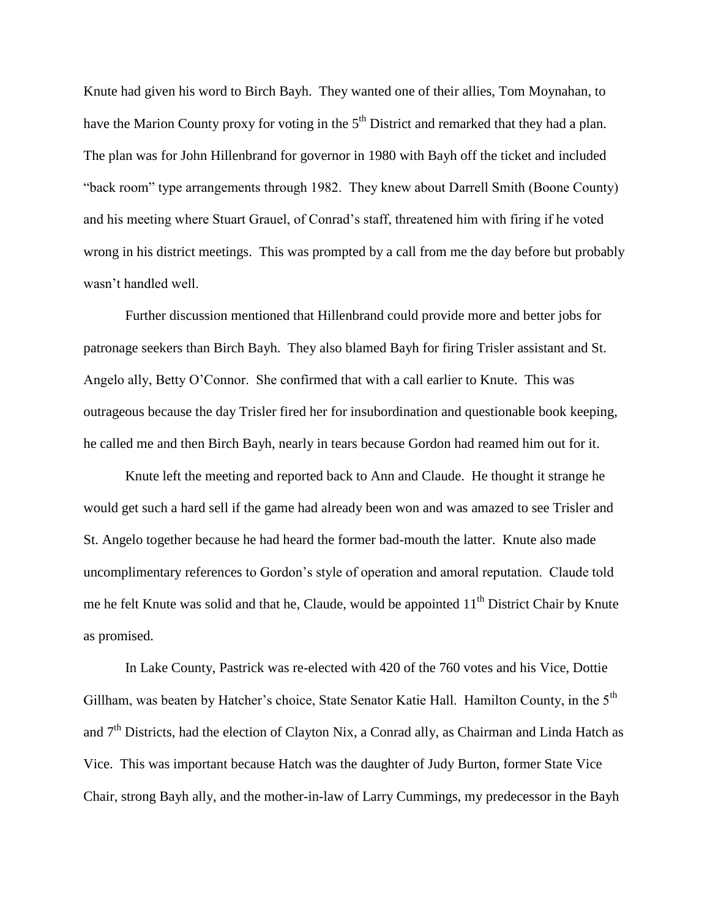Knute had given his word to Birch Bayh. They wanted one of their allies, Tom Moynahan, to have the Marion County proxy for voting in the 5th District and remarked that they had a plan. The plan was for John Hillenbrand for governor in 1980 with Bayh off the ticket and included "back room" type arrangements through 1982. They knew about Darrell Smith (Boone County) and his meeting where Stuart Grauel, of Conrad's staff, threatened him with firing if he voted wrong in his district meetings. This was prompted by a call from me the day before but probably wasn't handled well.

Further discussion mentioned that Hillenbrand could provide more and better jobs for patronage seekers than Birch Bayh. They also blamed Bayh for firing Trisler assistant and St. Angelo ally, Betty O'Connor. She confirmed that with a call earlier to Knute. This was outrageous because the day Trisler fired her for insubordination and questionable book keeping, he called me and then Birch Bayh, nearly in tears because Gordon had reamed him out for it.

Knute left the meeting and reported back to Ann and Claude. He thought it strange he would get such a hard sell if the game had already been won and was amazed to see Trisler and St. Angelo together because he had heard the former bad-mouth the latter. Knute also made uncomplimentary references to Gordon's style of operation and amoral reputation. Claude told me he felt Knute was solid and that he, Claude, would be appointed 11th District Chair by Knute as promised.

In Lake County, Pastrick was re-elected with 420 of the 760 votes and his Vice, Dottie Gillham, was beaten by Hatcher's choice, State Senator Katie Hall. Hamilton County, in the 5th and 7th Districts, had the election of Clayton Nix, a Conrad ally, as Chairman and Linda Hatch as Vice. This was important because Hatch was the daughter of Judy Burton, former State Vice Chair, strong Bayh ally, and the mother-in-law of Larry Cummings, my predecessor in the Bayh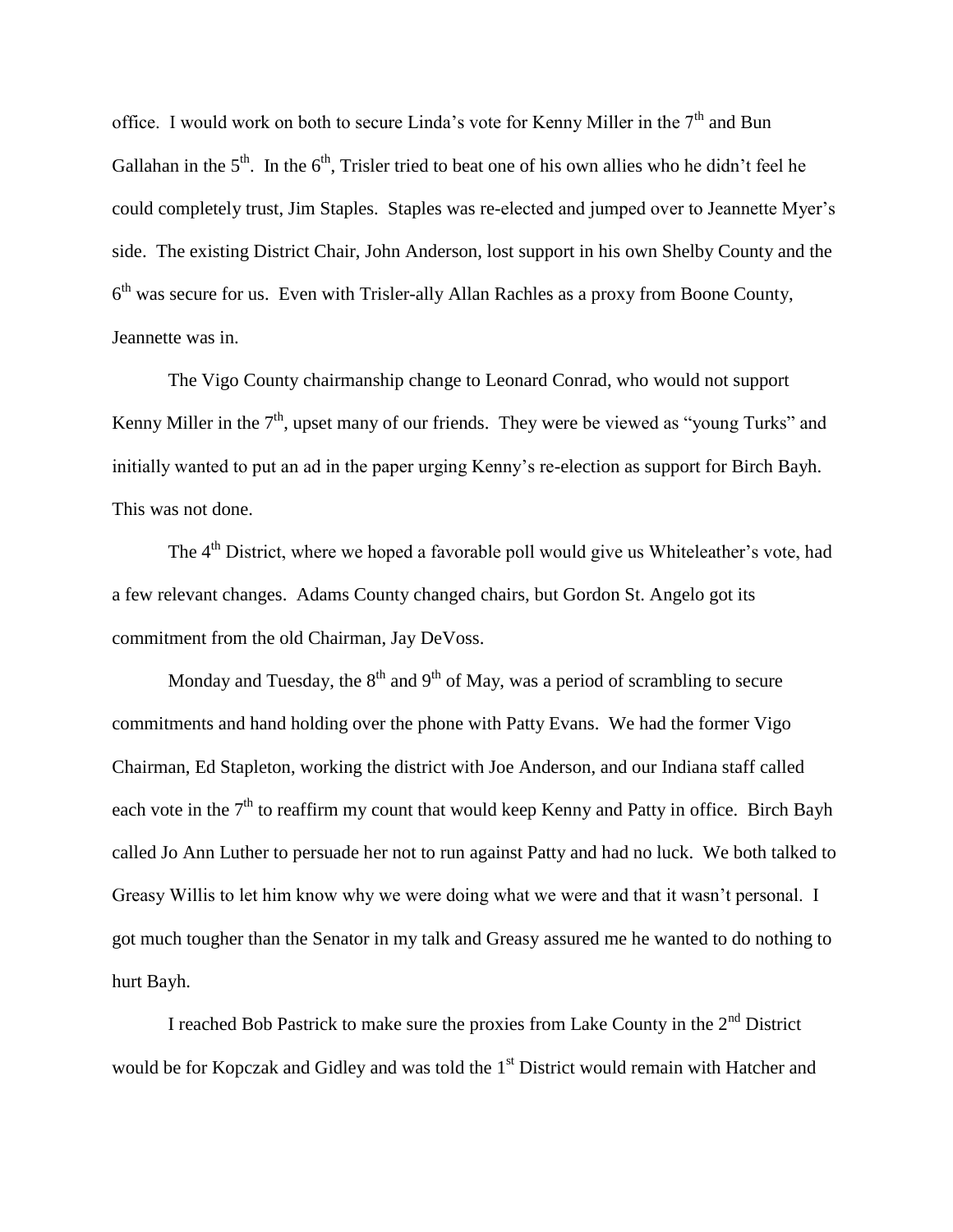office. I would work on both to secure Linda's vote for Kenny Miller in the 7th and Bun Gallahan in the 5th. In the 6th, Trisler tried to beat one of his own allies who he didn't feel he could completely trust, Jim Staples. Staples was re-elected and jumped over to Jeannette Myer's side. The existing District Chair, John Anderson, lost support in his own Shelby County and the 6th was secure for us. Even with Trisler-ally Allan Rachles as a proxy from Boone County, Jeannette was in.

The Vigo County chairmanship change to Leonard Conrad, who would not support Kenny Miller in the 7th, upset many of our friends. They were be viewed as "young Turks" and initially wanted to put an ad in the paper urging Kenny's re-election as support for Birch Bayh. This was not done.

The 4th District, where we hoped a favorable poll would give us Whiteleather's vote, had a few relevant changes. Adams County changed chairs, but Gordon St. Angelo got its commitment from the old Chairman, Jay DeVoss.

Monday and Tuesday, the 8th and 9th of May, was a period of scrambling to secure commitments and hand holding over the phone with Patty Evans. We had the former Vigo Chairman, Ed Stapleton, working the district with Joe Anderson, and our Indiana staff called each vote in the 7th to reaffirm my count that would keep Kenny and Patty in office. Birch Bayh called Jo Ann Luther to persuade her not to run against Patty and had no luck. We both talked to Greasy Willis to let him know why we were doing what we were and that it wasn't personal. I got much tougher than the Senator in my talk and Greasy assured me he wanted to do nothing to hurt Bayh.

I reached Bob Pastrick to make sure the proxies from Lake County in the 2nd District would be for Kopczak and Gidley and was told the 1st District would remain with Hatcher and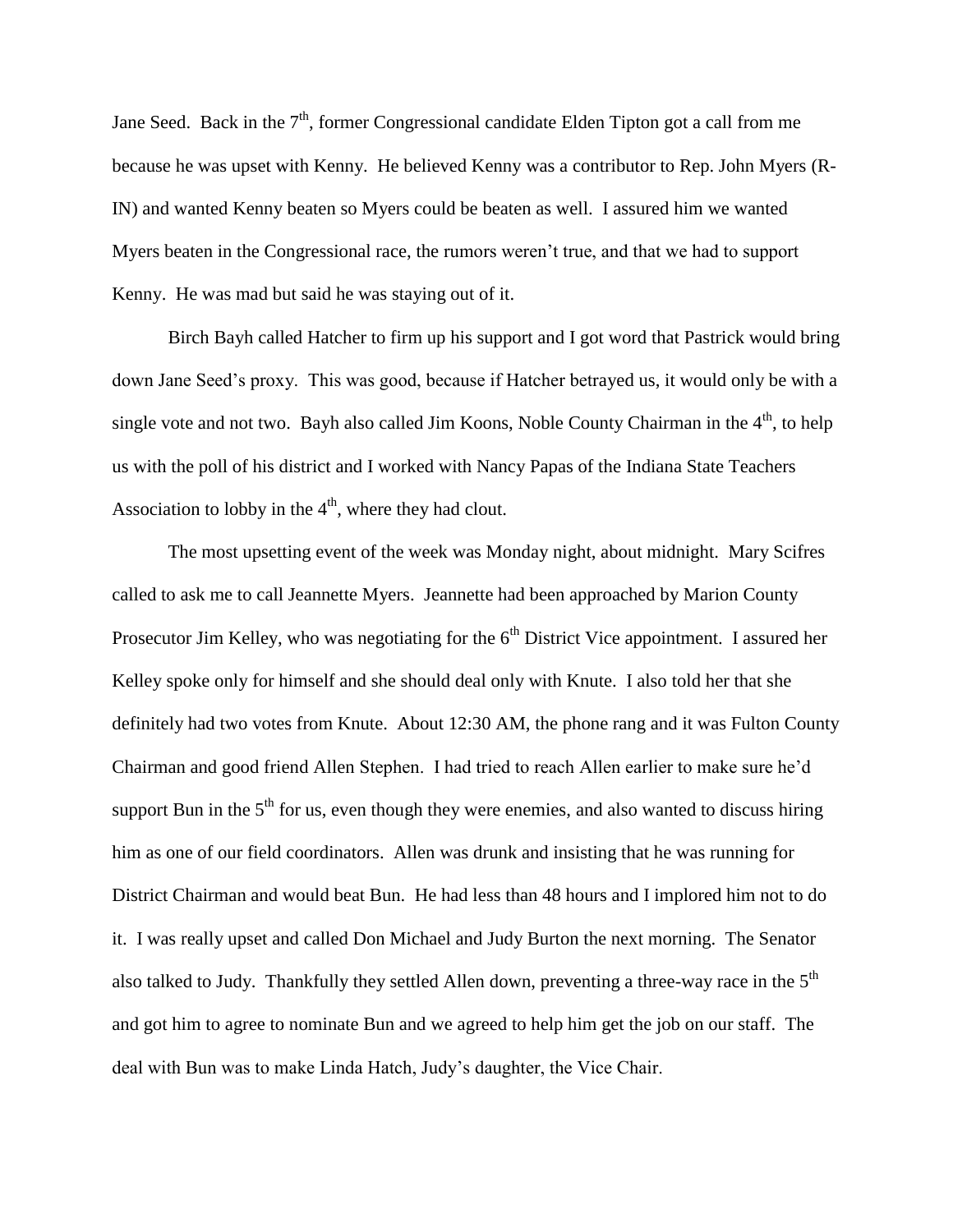Jane Seed. Back in the 7th, former Congressional candidate Elden Tipton got a call from me because he was upset with Kenny. He believed Kenny was a contributor to Rep. John Myers (R-IN) and wanted Kenny beaten so Myers could be beaten as well. I assured him we wanted Myers beaten in the Congressional race, the rumors weren't true, and that we had to support Kenny. He was mad but said he was staying out of it.

Birch Bayh called Hatcher to firm up his support and I got word that Pastrick would bring down Jane Seed's proxy. This was good, because if Hatcher betrayed us, it would only be with a single vote and not two. Bayh also called Jim Koons, Noble County Chairman in the 4th, to help us with the poll of his district and I worked with Nancy Papas of the Indiana State Teachers Association to lobby in the 4th, where they had clout.

The most upsetting event of the week was Monday night, about midnight. Mary Scifres called to ask me to call Jeannette Myers. Jeannette had been approached by Marion County Prosecutor Jim Kelley, who was negotiating for the 6th District Vice appointment. I assured her Kelley spoke only for himself and she should deal only with Knute. I also told her that she definitely had two votes from Knute. About 12:30 AM, the phone rang and it was Fulton County Chairman and good friend Allen Stephen. I had tried to reach Allen earlier to make sure he'd support Bun in the 5th for us, even though they were enemies, and also wanted to discuss hiring him as one of our field coordinators. Allen was drunk and insisting that he was running for District Chairman and would beat Bun. He had less than 48 hours and I implored him not to do it. I was really upset and called Don Michael and Judy Burton the next morning. The Senator also talked to Judy. Thankfully they settled Allen down, preventing a three-way race in the 5th and got him to agree to nominate Bun and we agreed to help him get the job on our staff. The deal with Bun was to make Linda Hatch, Judy's daughter, the Vice Chair.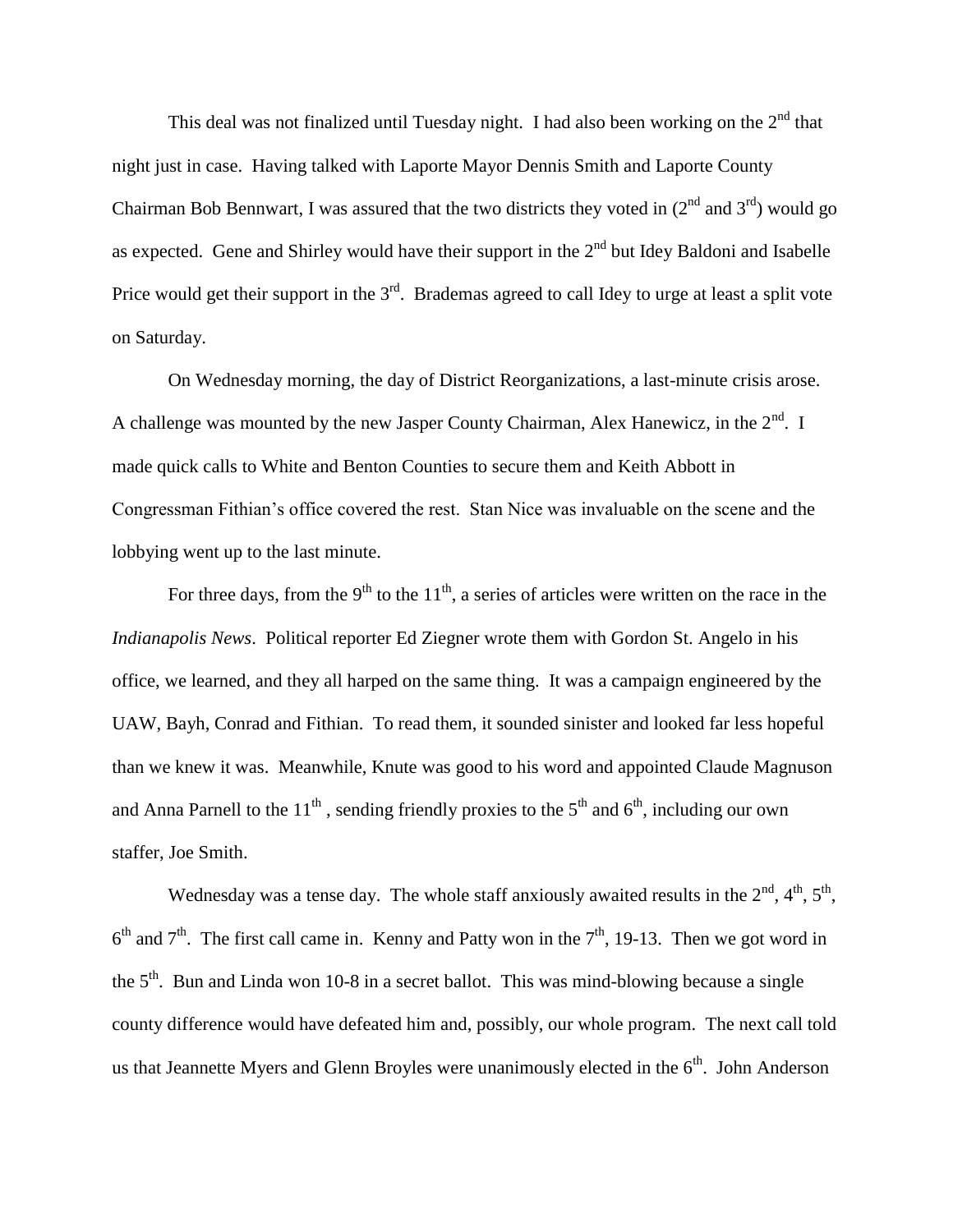This deal was not finalized until Tuesday night. I had also been working on the 2nd that night just in case. Having talked with Laporte Mayor Dennis Smith and Laporte County Chairman Bob Bennwart, I was assured that the two districts they voted in (2nd and 3rd) would go as expected. Gene and Shirley would have their support in the 2nd but Idey Baldoni and Isabelle Price would get their support in the 3rd. Brademas agreed to call Idey to urge at least a split vote on Saturday.

On Wednesday morning, the day of District Reorganizations, a last-minute crisis arose. A challenge was mounted by the new Jasper County Chairman, Alex Hanewicz, in the 2nd. I made quick calls to White and Benton Counties to secure them and Keith Abbott in Congressman Fithian's office covered the rest. Stan Nice was invaluable on the scene and the lobbying went up to the last minute.

For three days, from the 9th to the 11th, a series of articles were written on the race in the *Indianapolis News*. Political reporter Ed Ziegner wrote them with Gordon St. Angelo in his office, we learned, and they all harped on the same thing. It was a campaign engineered by the UAW, Bayh, Conrad and Fithian. To read them, it sounded sinister and looked far less hopeful than we knew it was. Meanwhile, Knute was good to his word and appointed Claude Magnuson and Anna Parnell to the 11th , sending friendly proxies to the 5th and 6th, including our own staffer, Joe Smith.

Wednesday was a tense day. The whole staff anxiously awaited results in the 2nd, 4th, 5th, 6th and 7th. The first call came in. Kenny and Patty won in the 7th, 19-13. Then we got word in the 5th. Bun and Linda won 10-8 in a secret ballot. This was mind-blowing because a single county difference would have defeated him and, possibly, our whole program. The next call told us that Jeannette Myers and Glenn Broyles were unanimously elected in the 6th. John Anderson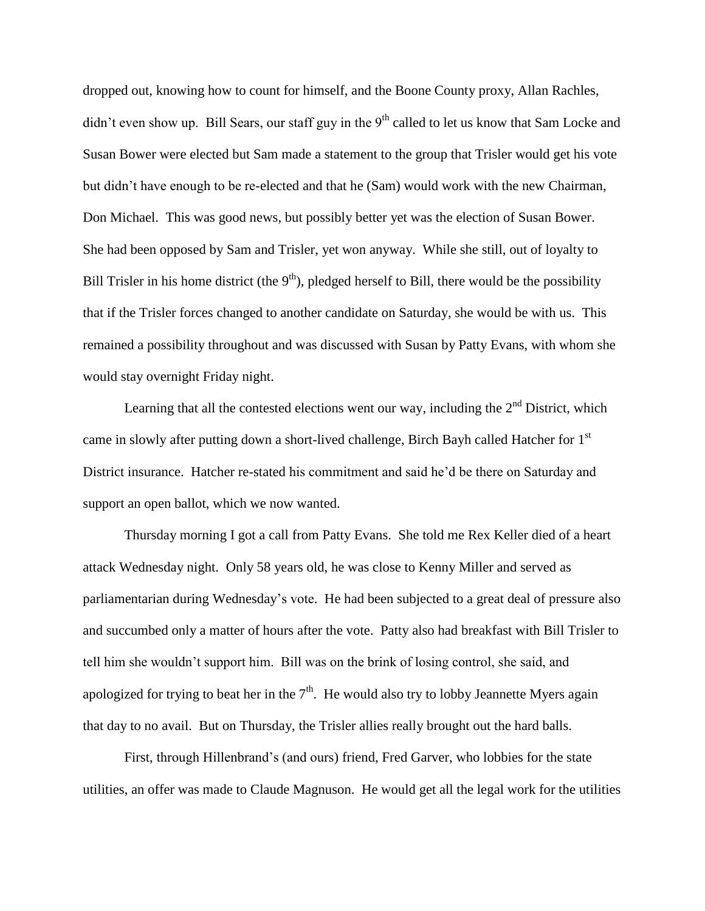dropped out, knowing how to count for himself, and the Boone County proxy, Allan Rachles, didn't even show up. Bill Sears, our staff guy in the 9th called to let us know that Sam Locke and Susan Bower were elected but Sam made a statement to the group that Trisler would get his vote but didn't have enough to be re-elected and that he (Sam) would work with the new Chairman, Don Michael. This was good news, but possibly better yet was the election of Susan Bower. She had been opposed by Sam and Trisler, yet won anyway. While she still, out of loyalty to Bill Trisler in his home district (the 9th), pledged herself to Bill, there would be the possibility that if the Trisler forces changed to another candidate on Saturday, she would be with us. This remained a possibility throughout and was discussed with Susan by Patty Evans, with whom she would stay overnight Friday night.

Learning that all the contested elections went our way, including the 2nd District, which came in slowly after putting down a short-lived challenge, Birch Bayh called Hatcher for 1st District insurance. Hatcher re-stated his commitment and said he'd be there on Saturday and support an open ballot, which we now wanted.

Thursday morning I got a call from Patty Evans. She told me Rex Keller died of a heart attack Wednesday night. Only 58 years old, he was close to Kenny Miller and served as parliamentarian during Wednesday's vote. He had been subjected to a great deal of pressure also and succumbed only a matter of hours after the vote. Patty also had breakfast with Bill Trisler to tell him she wouldn't support him. Bill was on the brink of losing control, she said, and apologized for trying to beat her in the 7th. He would also try to lobby Jeannette Myers again that day to no avail. But on Thursday, the Trisler allies really brought out the hard balls.

First, through Hillenbrand's (and ours) friend, Fred Garver, who lobbies for the state utilities, an offer was made to Claude Magnuson. He would get all the legal work for the utilities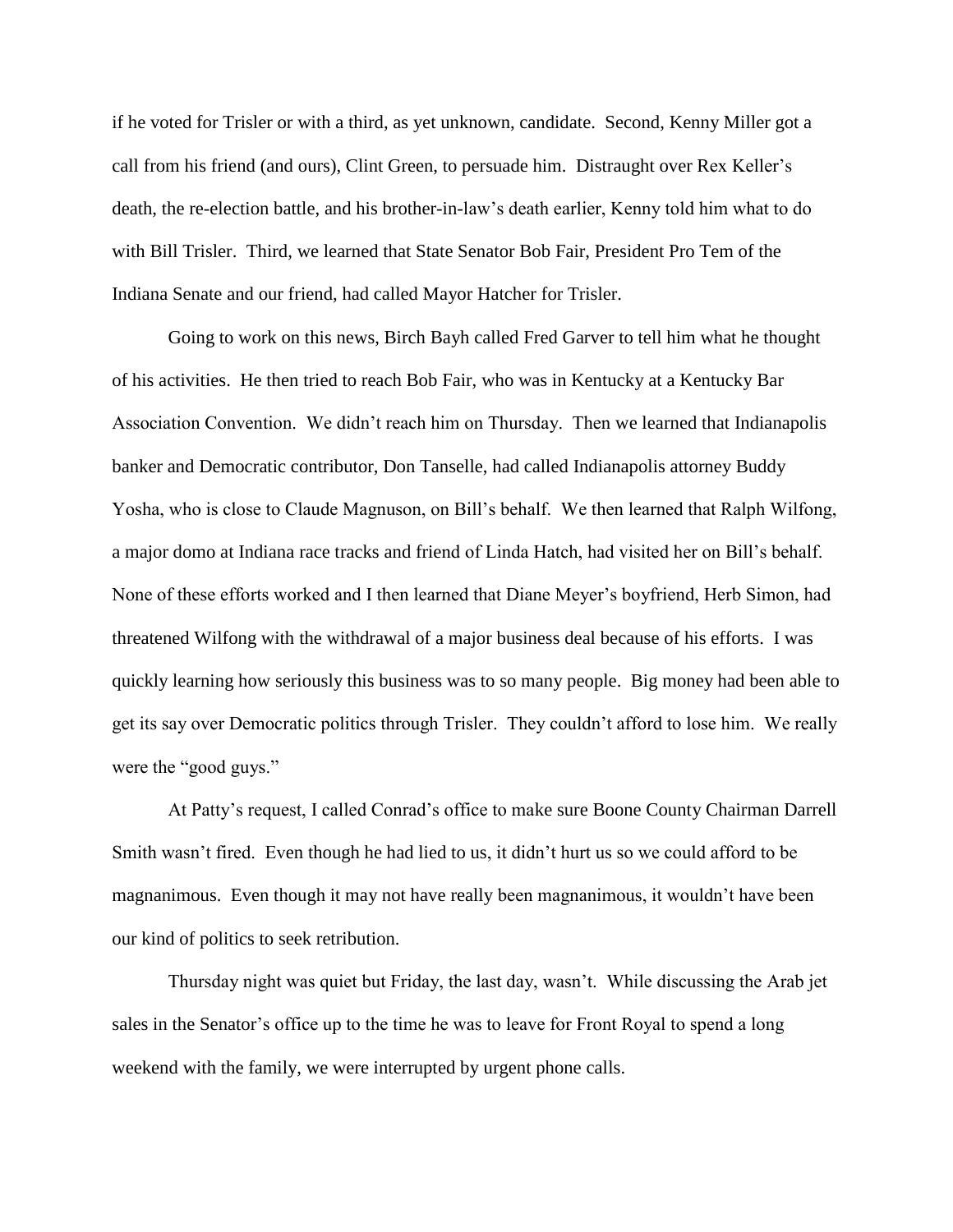if he voted for Trisler or with a third, as yet unknown, candidate. Second, Kenny Miller got a call from his friend (and ours), Clint Green, to persuade him. Distraught over Rex Keller's death, the re-election battle, and his brother-in-law's death earlier, Kenny told him what to do with Bill Trisler. Third, we learned that State Senator Bob Fair, President Pro Tem of the Indiana Senate and our friend, had called Mayor Hatcher for Trisler.

Going to work on this news, Birch Bayh called Fred Garver to tell him what he thought of his activities. He then tried to reach Bob Fair, who was in Kentucky at a Kentucky Bar Association Convention. We didn't reach him on Thursday. Then we learned that Indianapolis banker and Democratic contributor, Don Tanselle, had called Indianapolis attorney Buddy Yosha, who is close to Claude Magnuson, on Bill's behalf. We then learned that Ralph Wilfong, a major domo at Indiana race tracks and friend of Linda Hatch, had visited her on Bill's behalf. None of these efforts worked and I then learned that Diane Meyer's boyfriend, Herb Simon, had threatened Wilfong with the withdrawal of a major business deal because of his efforts. I was quickly learning how seriously this business was to so many people. Big money had been able to get its say over Democratic politics through Trisler. They couldn't afford to lose him. We really were the "good guys."

At Patty's request, I called Conrad's office to make sure Boone County Chairman Darrell Smith wasn't fired. Even though he had lied to us, it didn't hurt us so we could afford to be magnanimous. Even though it may not have really been magnanimous, it wouldn't have been our kind of politics to seek retribution.

Thursday night was quiet but Friday, the last day, wasn't. While discussing the Arab jet sales in the Senator's office up to the time he was to leave for Front Royal to spend a long weekend with the family, we were interrupted by urgent phone calls.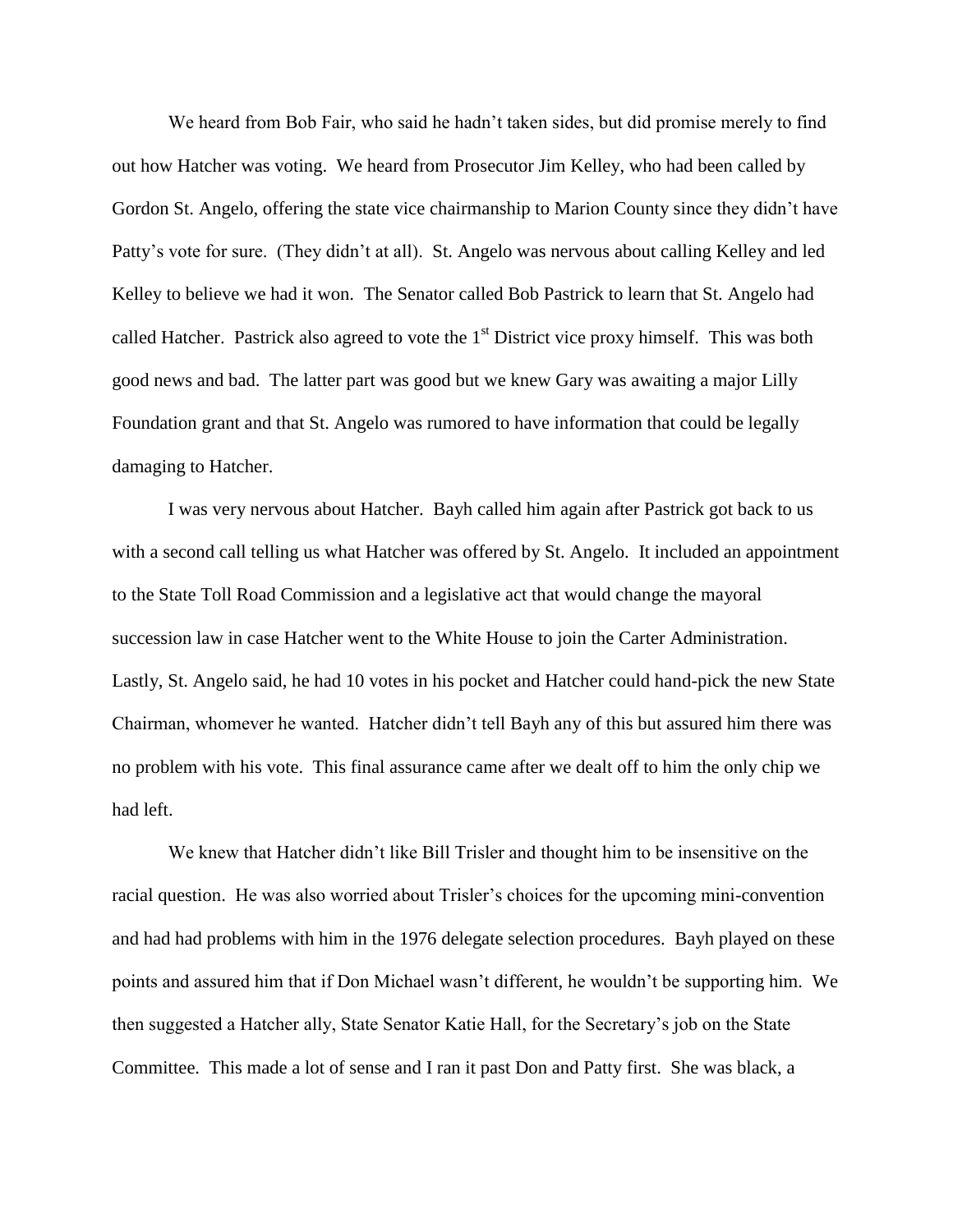We heard from Bob Fair, who said he hadn't taken sides, but did promise merely to find out how Hatcher was voting. We heard from Prosecutor Jim Kelley, who had been called by Gordon St. Angelo, offering the state vice chairmanship to Marion County since they didn't have Patty's vote for sure. (They didn't at all). St. Angelo was nervous about calling Kelley and led Kelley to believe we had it won. The Senator called Bob Pastrick to learn that St. Angelo had called Hatcher. Pastrick also agreed to vote the 1st District vice proxy himself. This was both good news and bad. The latter part was good but we knew Gary was awaiting a major Lilly Foundation grant and that St. Angelo was rumored to have information that could be legally damaging to Hatcher.

I was very nervous about Hatcher. Bayh called him again after Pastrick got back to us with a second call telling us what Hatcher was offered by St. Angelo. It included an appointment to the State Toll Road Commission and a legislative act that would change the mayoral succession law in case Hatcher went to the White House to join the Carter Administration. Lastly, St. Angelo said, he had 10 votes in his pocket and Hatcher could hand-pick the new State Chairman, whomever he wanted. Hatcher didn't tell Bayh any of this but assured him there was no problem with his vote. This final assurance came after we dealt off to him the only chip we had left.

We knew that Hatcher didn't like Bill Trisler and thought him to be insensitive on the racial question. He was also worried about Trisler's choices for the upcoming mini-convention and had had problems with him in the 1976 delegate selection procedures. Bayh played on these points and assured him that if Don Michael wasn't different, he wouldn't be supporting him. We then suggested a Hatcher ally, State Senator Katie Hall, for the Secretary's job on the State Committee. This made a lot of sense and I ran it past Don and Patty first. She was black, a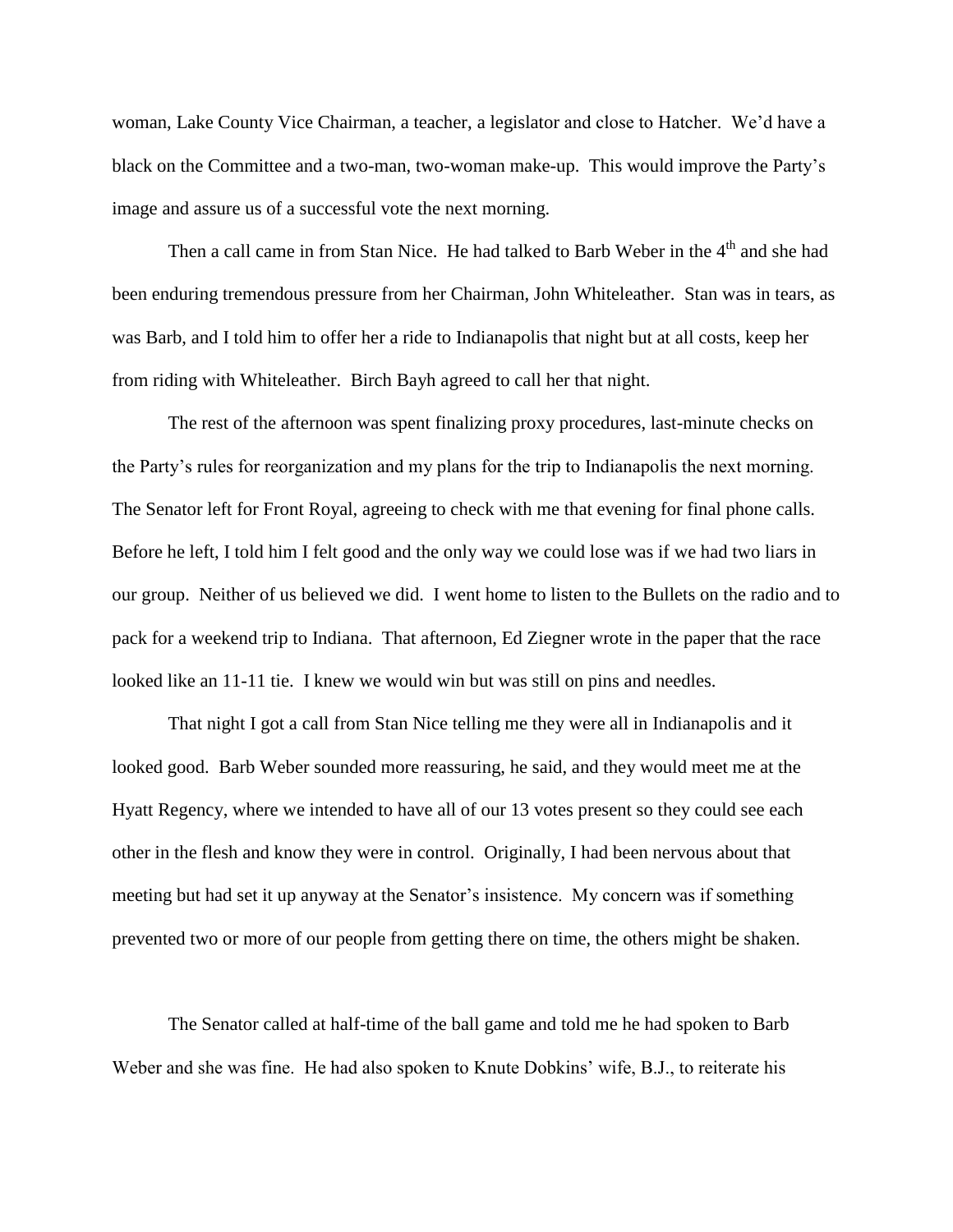woman, Lake County Vice Chairman, a teacher, a legislator and close to Hatcher. We'd have a black on the Committee and a two-man, two-woman make-up. This would improve the Party's image and assure us of a successful vote the next morning.

Then a call came in from Stan Nice. He had talked to Barb Weber in the 4th and she had been enduring tremendous pressure from her Chairman, John Whiteleather. Stan was in tears, as was Barb, and I told him to offer her a ride to Indianapolis that night but at all costs, keep her from riding with Whiteleather. Birch Bayh agreed to call her that night.

The rest of the afternoon was spent finalizing proxy procedures, last-minute checks on the Party's rules for reorganization and my plans for the trip to Indianapolis the next morning. The Senator left for Front Royal, agreeing to check with me that evening for final phone calls. Before he left, I told him I felt good and the only way we could lose was if we had two liars in our group. Neither of us believed we did. I went home to listen to the Bullets on the radio and to pack for a weekend trip to Indiana. That afternoon, Ed Ziegner wrote in the paper that the race looked like an 11-11 tie. I knew we would win but was still on pins and needles.

That night I got a call from Stan Nice telling me they were all in Indianapolis and it looked good. Barb Weber sounded more reassuring, he said, and they would meet me at the Hyatt Regency, where we intended to have all of our 13 votes present so they could see each other in the flesh and know they were in control. Originally, I had been nervous about that meeting but had set it up anyway at the Senator's insistence. My concern was if something prevented two or more of our people from getting there on time, the others might be shaken.

The Senator called at half-time of the ball game and told me he had spoken to Barb Weber and she was fine. He had also spoken to Knute Dobkins' wife, B.J., to reiterate his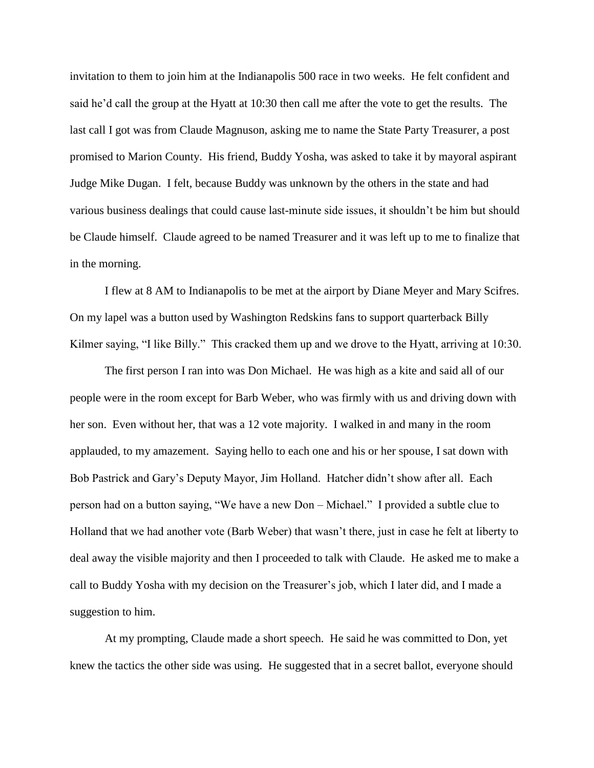invitation to them to join him at the Indianapolis 500 race in two weeks. He felt confident and said he'd call the group at the Hyatt at 10:30 then call me after the vote to get the results. The last call I got was from Claude Magnuson, asking me to name the State Party Treasurer, a post promised to Marion County. His friend, Buddy Yosha, was asked to take it by mayoral aspirant Judge Mike Dugan. I felt, because Buddy was unknown by the others in the state and had various business dealings that could cause last-minute side issues, it shouldn't be him but should be Claude himself. Claude agreed to be named Treasurer and it was left up to me to finalize that in the morning.

I flew at 8 AM to Indianapolis to be met at the airport by Diane Meyer and Mary Scifres. On my lapel was a button used by Washington Redskins fans to support quarterback Billy Kilmer saying, "I like Billy." This cracked them up and we drove to the Hyatt, arriving at 10:30.

The first person I ran into was Don Michael. He was high as a kite and said all of our people were in the room except for Barb Weber, who was firmly with us and driving down with her son. Even without her, that was a 12 vote majority. I walked in and many in the room applauded, to my amazement. Saying hello to each one and his or her spouse, I sat down with Bob Pastrick and Gary's Deputy Mayor, Jim Holland. Hatcher didn't show after all. Each person had on a button saying, "We have a new Don – Michael." I provided a subtle clue to Holland that we had another vote (Barb Weber) that wasn't there, just in case he felt at liberty to deal away the visible majority and then I proceeded to talk with Claude. He asked me to make a call to Buddy Yosha with my decision on the Treasurer's job, which I later did, and I made a suggestion to him.

At my prompting, Claude made a short speech. He said he was committed to Don, yet knew the tactics the other side was using. He suggested that in a secret ballot, everyone should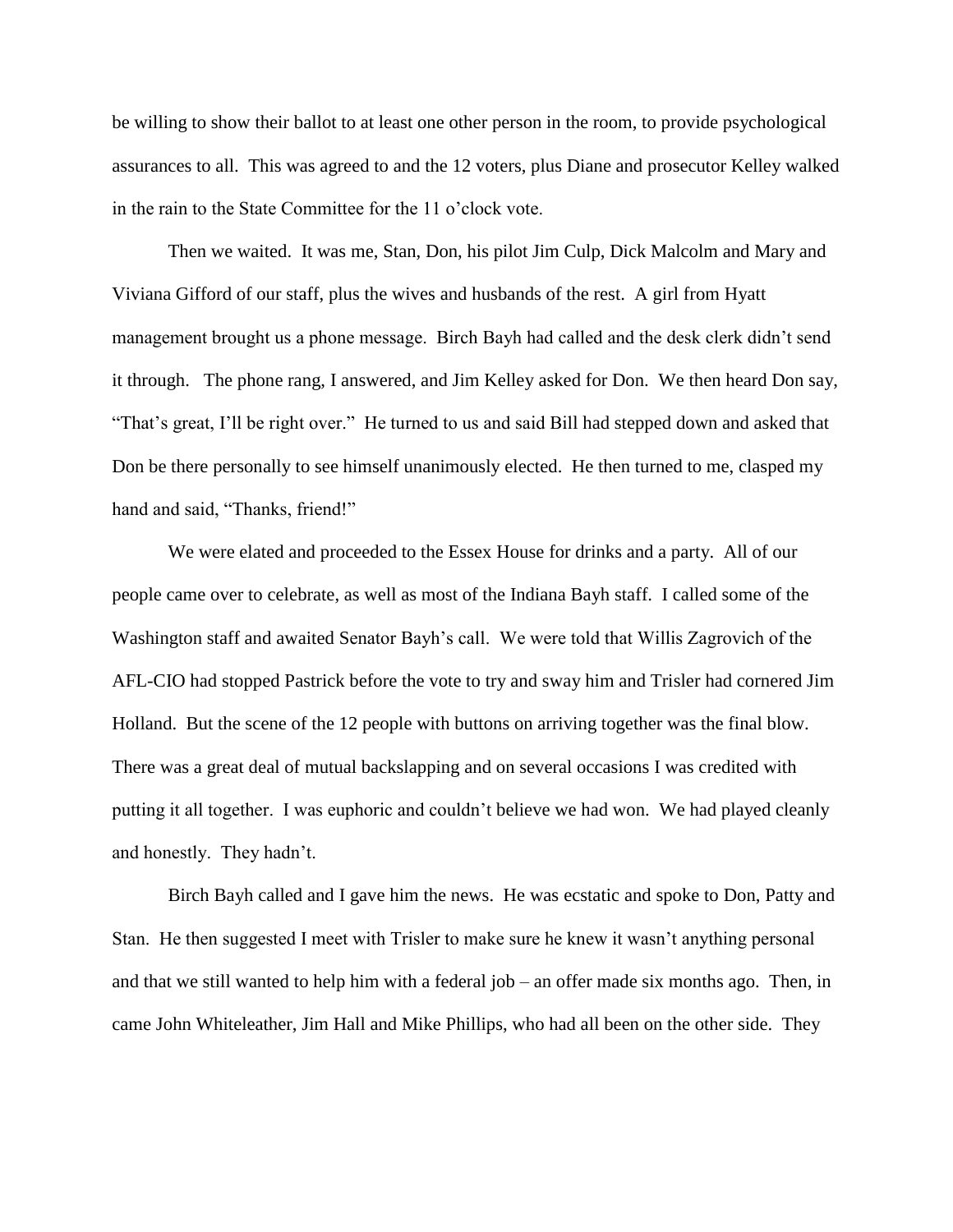be willing to show their ballot to at least one other person in the room, to provide psychological assurances to all. This was agreed to and the 12 voters, plus Diane and prosecutor Kelley walked in the rain to the State Committee for the 11 o'clock vote.

Then we waited. It was me, Stan, Don, his pilot Jim Culp, Dick Malcolm and Mary and Viviana Gifford of our staff, plus the wives and husbands of the rest. A girl from Hyatt management brought us a phone message. Birch Bayh had called and the desk clerk didn't send it through. The phone rang, I answered, and Jim Kelley asked for Don. We then heard Don say, "That's great, I'll be right over." He turned to us and said Bill had stepped down and asked that Don be there personally to see himself unanimously elected. He then turned to me, clasped my hand and said, "Thanks, friend!"

We were elated and proceeded to the Essex House for drinks and a party. All of our people came over to celebrate, as well as most of the Indiana Bayh staff. I called some of the Washington staff and awaited Senator Bayh's call. We were told that Willis Zagrovich of the AFL-CIO had stopped Pastrick before the vote to try and sway him and Trisler had cornered Jim Holland. But the scene of the 12 people with buttons on arriving together was the final blow. There was a great deal of mutual backslapping and on several occasions I was credited with putting it all together. I was euphoric and couldn't believe we had won. We had played cleanly and honestly. They hadn't.

Birch Bayh called and I gave him the news. He was ecstatic and spoke to Don, Patty and Stan. He then suggested I meet with Trisler to make sure he knew it wasn't anything personal and that we still wanted to help him with a federal job – an offer made six months ago. Then, in came John Whiteleather, Jim Hall and Mike Phillips, who had all been on the other side. They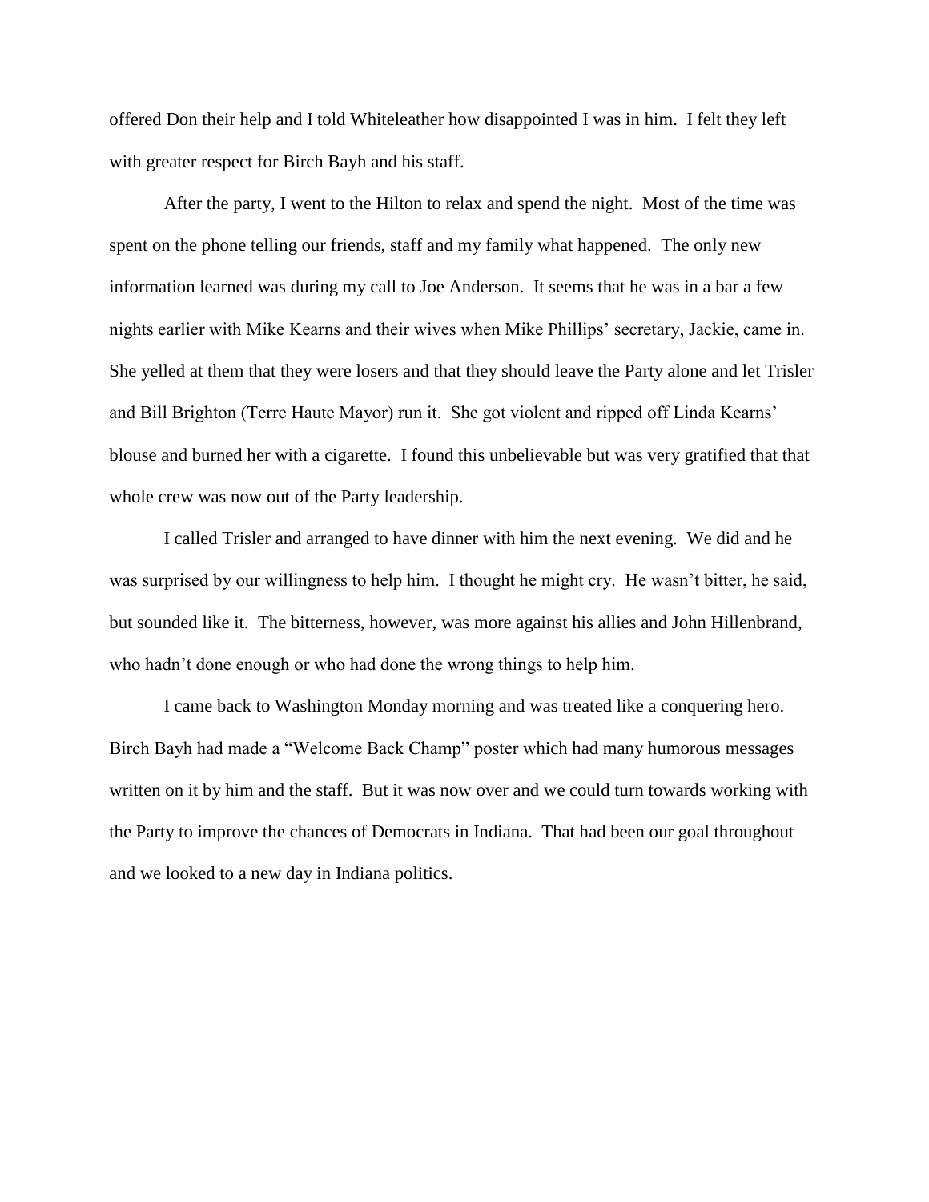offered Don their help and I told Whiteleather how disappointed I was in him. I felt they left with greater respect for Birch Bayh and his staff.

After the party, I went to the Hilton to relax and spend the night. Most of the time was spent on the phone telling our friends, staff and my family what happened. The only new information learned was during my call to Joe Anderson. It seems that he was in a bar a few nights earlier with Mike Kearns and their wives when Mike Phillips' secretary, Jackie, came in. She yelled at them that they were losers and that they should leave the Party alone and let Trisler and Bill Brighton (Terre Haute Mayor) run it. She got violent and ripped off Linda Kearns' blouse and burned her with a cigarette. I found this unbelievable but was very gratified that that whole crew was now out of the Party leadership.

I called Trisler and arranged to have dinner with him the next evening. We did and he was surprised by our willingness to help him. I thought he might cry. He wasn't bitter, he said, but sounded like it. The bitterness, however, was more against his allies and John Hillenbrand, who hadn't done enough or who had done the wrong things to help him.

I came back to Washington Monday morning and was treated like a conquering hero. Birch Bayh had made a "Welcome Back Champ" poster which had many humorous messages written on it by him and the staff. But it was now over and we could turn towards working with the Party to improve the chances of Democrats in Indiana. That had been our goal throughout and we looked to a new day in Indiana politics.